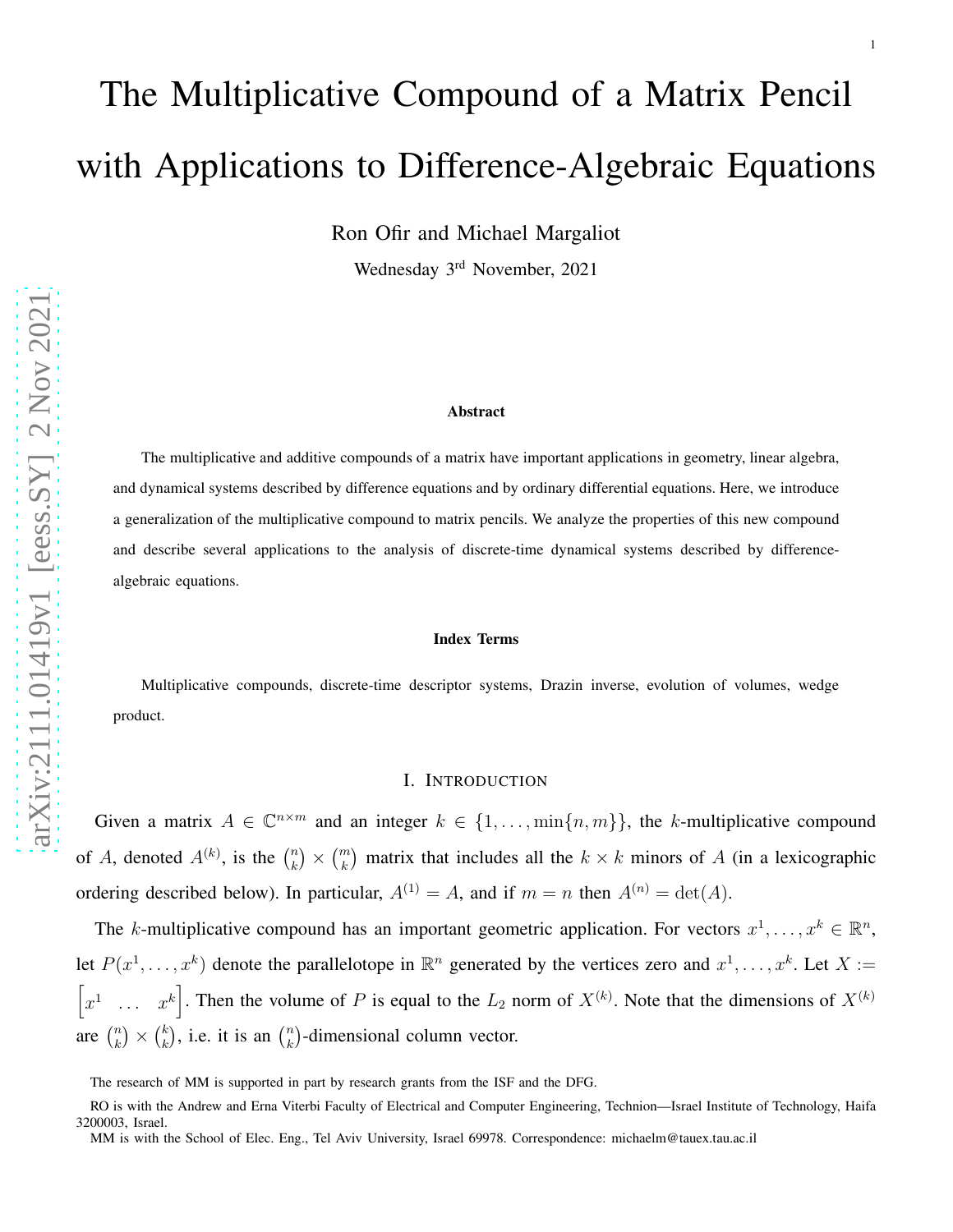# The Multiplicative Compound of a Matrix Pencil with Applications to Difference-Algebraic Equations

Ron Ofir and Michael Margaliot

Wednesday 3rd November, 2021

### Abstract

The multiplicative and additive compounds of a matrix have important applications in geometry, linear algebra, and dynamical systems described by difference equations and by ordinary differential equations. Here, we introduce a generalization of the multiplicative compound to matrix pencils. We analyze the properties of this new compound and describe several applications to the analysis of discrete-time dynamical systems described by difference-algebraic equations.

### Index Terms

Multiplicative compounds, discrete-time descriptor systems, Drazin inverse, evolution of volumes, wedge product.

## I. Introduction

Given a matrix $A \in \mathbb{C}^{n\times m}$ and an integer $k \in \{1,\dots,\min\{n,m\}\}$, the $k$-multiplicative compound of $A$, denoted $A^{(k)}$, is the $\binom{n}{k}\times\binom{m}{k}$ matrix that includes all the $k\times k$ minors of $A$ (in a lexicographic ordering described below). In particular, $A^{(1)} = A$, and if $m = n$ then $A^{(n)} = \det(A)$.

The $k$-multiplicative compound has an important geometric application. For vectors $x^1,\dots,x^k \in \mathbb{R}^n$, let $P(x^1,\dots,x^k)$ denote the parallelotope in $\mathbb{R}^n$ generated by the vertices zero and $x^1,\dots,x^k$. Let $X := \begin{bmatrix} x^1 & \dots & x^k \end{bmatrix}$. Then the volume of $P$ is equal to the $L_2$ norm of $X^{(k)}$. Note that the dimensions of $X^{(k)}$ are $\binom{n}{k}\times\binom{k}{k}$, i.e. it is an $\binom{n}{k}$-dimensional column vector.

The research of MM is supported in part by research grants from the ISF and the DFG.

RO is with the Andrew and Erna Viterbi Faculty of Electrical and Computer Engineering, Technion—Israel Institute of Technology, Haifa 3200003, Israel.

MM is with the School of Elec. Eng., Tel Aviv University, Israel 69978. Correspondence: michaelm@tauex.tau.ac.il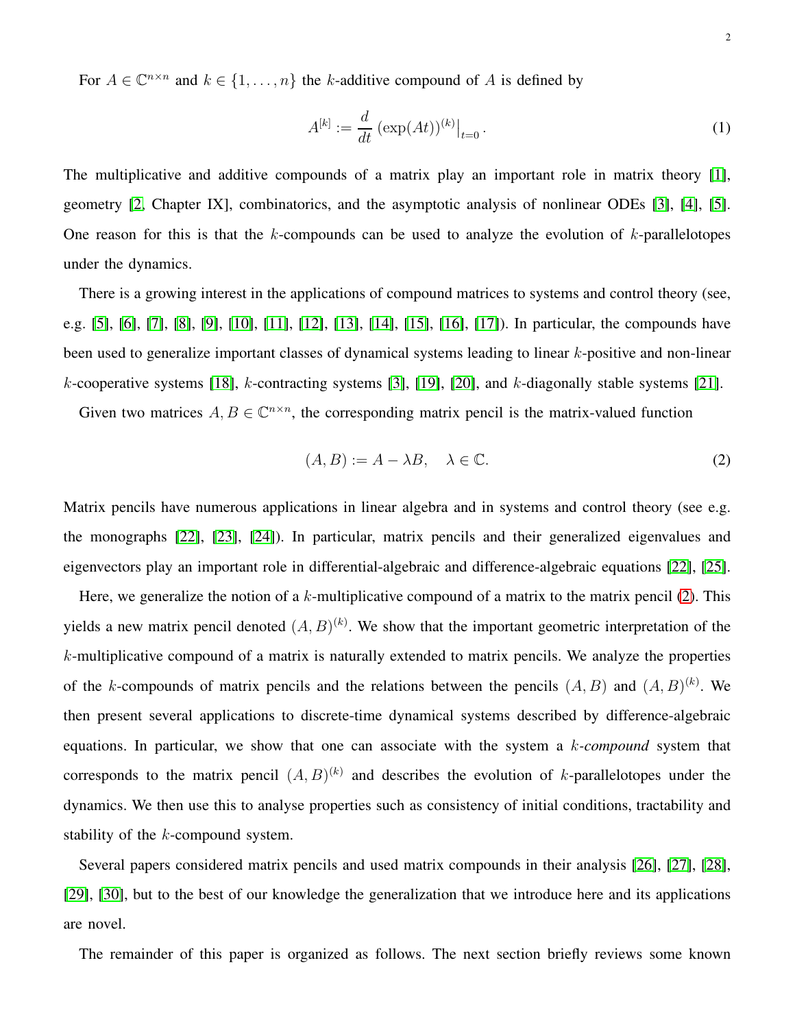For $A \in \mathbb{C}^{n\times n}$ and $k \in \{1, \dots, n\}$ the $k$-additive compound of $A$ is defined by

$$A^{[k]} := \frac{d}{dt} \left(\exp(At)\right)^{(k)}\big|_{t=0}. \tag{1}$$

The multiplicative and additive compounds of a matrix play an important role in matrix theory [1], geometry [2, Chapter IX], combinatorics, and the asymptotic analysis of nonlinear ODEs [3], [4], [5]. One reason for this is that the $k$-compounds can be used to analyze the evolution of $k$-parallelotopes under the dynamics.

There is a growing interest in the applications of compound matrices to systems and control theory (see, e.g. [5], [6], [7], [8], [9], [10], [11], [12], [13], [14], [15], [16], [17]). In particular, the compounds have been used to generalize important classes of dynamical systems leading to linear $k$-positive and non-linear $k$-cooperative systems [18], $k$-contracting systems [3], [19], [20], and $k$-diagonally stable systems [21].

Given two matrices $A, B \in \mathbb{C}^{n\times n}$, the corresponding matrix pencil is the matrix-valued function

$$(A, B) := A - \lambda B, \quad \lambda \in \mathbb{C}. \tag{2}$$

Matrix pencils have numerous applications in linear algebra and in systems and control theory (see e.g. the monographs [22], [23], [24]). In particular, matrix pencils and their generalized eigenvalues and eigenvectors play an important role in differential-algebraic and difference-algebraic equations [22], [25].

Here, we generalize the notion of a $k$-multiplicative compound of a matrix to the matrix pencil (2). This yields a new matrix pencil denoted $(A, B)^{(k)}$. We show that the important geometric interpretation of the $k$-multiplicative compound of a matrix is naturally extended to matrix pencils. We analyze the properties of the $k$-compounds of matrix pencils and the relations between the pencils $(A, B)$ and $(A, B)^{(k)}$. We then present several applications to discrete-time dynamical systems described by difference-algebraic equations. In particular, we show that one can associate with the system a *$k$-compound* system that corresponds to the matrix pencil $(A, B)^{(k)}$ and describes the evolution of $k$-parallelotopes under the dynamics. We then use this to analyse properties such as consistency of initial conditions, tractability and stability of the $k$-compound system.

Several papers considered matrix pencils and used matrix compounds in their analysis [26], [27], [28], [29], [30], but to the best of our knowledge the generalization that we introduce here and its applications are novel.

The remainder of this paper is organized as follows. The next section briefly reviews some known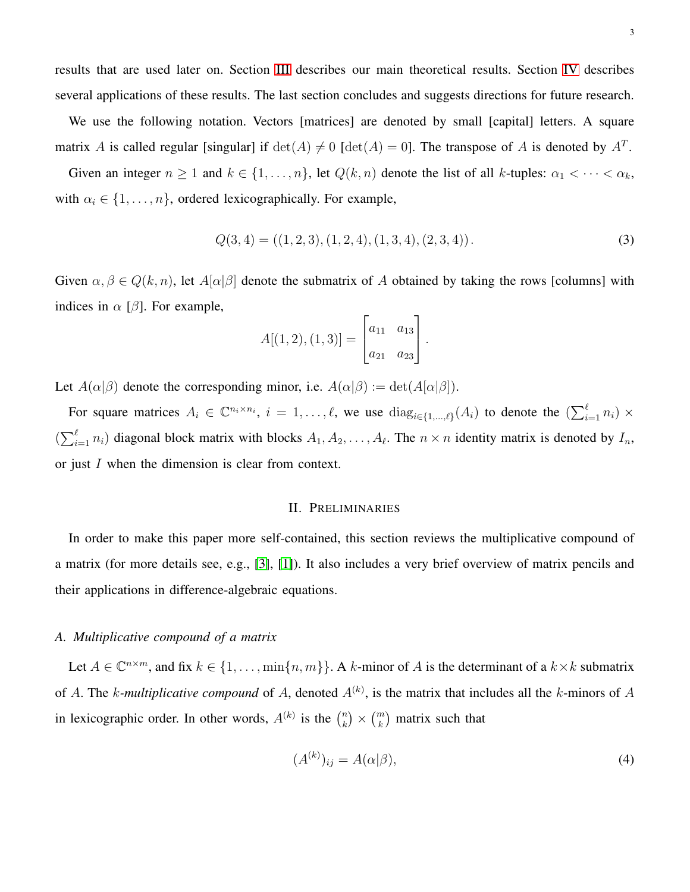results that are used later on. Section III describes our main theoretical results. Section IV describes several applications of these results. The last section concludes and suggests directions for future research.

We use the following notation. Vectors [matrices] are denoted by small [capital] letters. A square matrix $A$ is called regular [singular] if $\det(A) \neq 0$ [$\det(A) = 0$]. The transpose of $A$ is denoted by $A^T$.

Given an integer $n \geq 1$ and $k \in \{1, \dots, n\}$, let $Q(k, n)$ denote the list of all $k$-tuples: $\alpha_1 < \dots < \alpha_k$, with $\alpha_i \in \{1, \dots, n\}$, ordered lexicographically. For example,

$$Q(3, 4) = ((1, 2, 3), (1, 2, 4), (1, 3, 4), (2, 3, 4)). \tag{3}$$

Given $\alpha, \beta \in Q(k, n)$, let $A[\alpha|\beta]$ denote the submatrix of $A$ obtained by taking the rows [columns] with indices in $\alpha$ [$\beta$]. For example,

$$A[(1, 2), (1, 3)] = \begin{bmatrix} a_{11} & a_{13} \\ a_{21} & a_{23} \end{bmatrix}.$$

Let $A(\alpha|\beta)$ denote the corresponding minor, i.e. $A(\alpha|\beta) := \det(A[\alpha|\beta])$.

For square matrices $A_i \in \mathbb{C}^{n_i \times n_i}$, $i = 1, \dots, \ell$, we use $\operatorname{diag}_{i \in \{1,\dots,\ell\}}(A_i)$ to denote the $(\sum_{i=1}^{\ell} n_i) \times (\sum_{i=1}^{\ell} n_i)$ diagonal block matrix with blocks $A_1, A_2, \dots, A_\ell$. The $n \times n$ identity matrix is denoted by $I_n$, or just $I$ when the dimension is clear from context.

## II. Preliminaries

In order to make this paper more self-contained, this section reviews the multiplicative compound of a matrix (for more details see, e.g., [3], [1]). It also includes a very brief overview of matrix pencils and their applications in difference-algebraic equations.

### A. Multiplicative compound of a matrix

Let $A \in \mathbb{C}^{n \times m}$, and fix $k \in \{1, \dots, \min\{n, m\}\}$. A $k$-minor of $A$ is the determinant of a $k \times k$ submatrix of $A$. The $k$-*multiplicative compound* of $A$, denoted $A^{(k)}$, is the matrix that includes all the $k$-minors of $A$ in lexicographic order. In other words, $A^{(k)}$ is the $\binom{n}{k} \times \binom{m}{k}$ matrix such that

$$(A^{(k)})_{ij} = A(\alpha|\beta), \tag{4}$$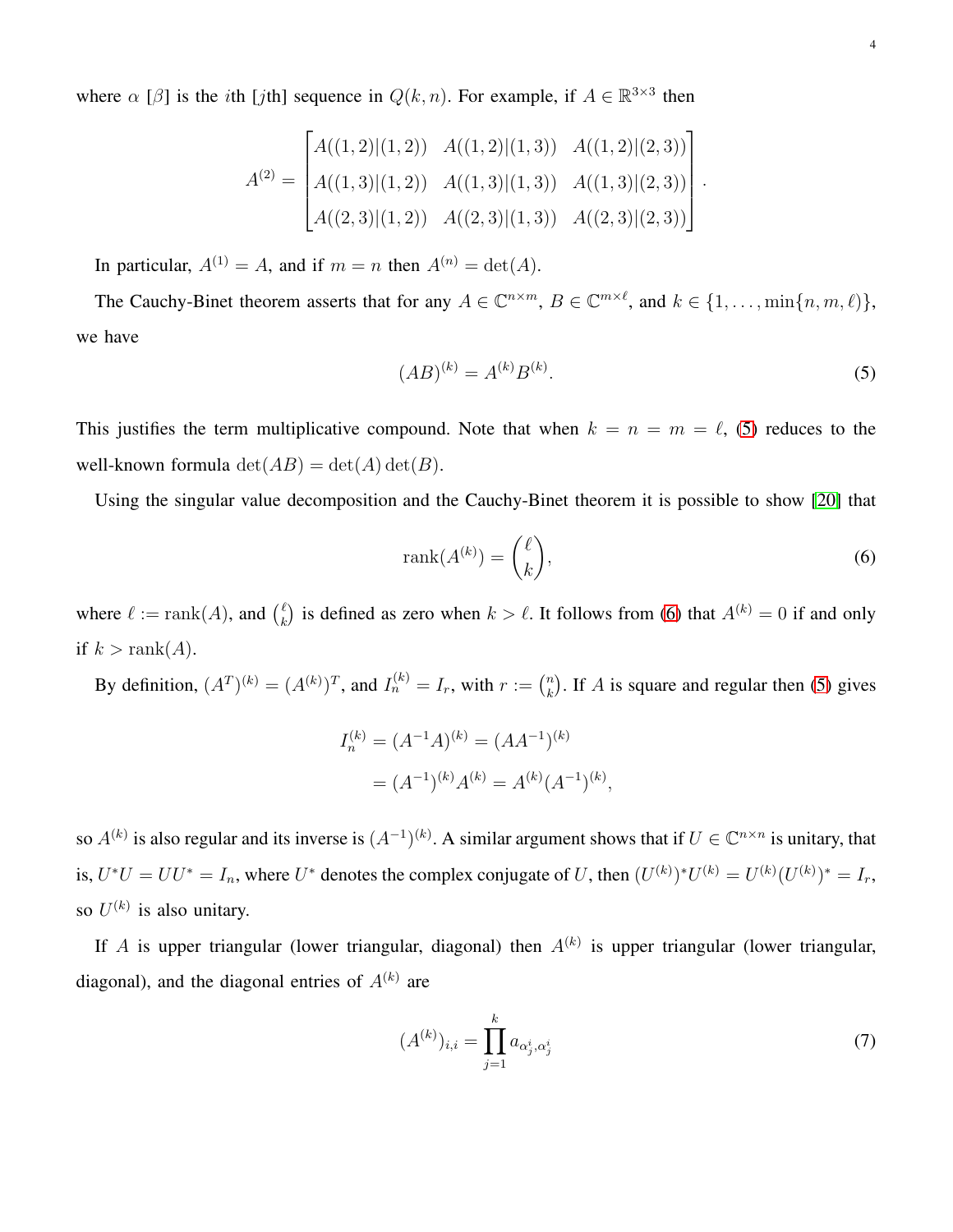where $\alpha$ [$\beta$] is the $i$th [$j$th] sequence in $Q(k,n)$. For example, if $A \in \mathbb{R}^{3\times 3}$ then

$$A^{(2)} = \begin{bmatrix} A((1,2)|(1,2)) & A((1,2)|(1,3)) & A((1,2)|(2,3)) \\ A((1,3)|(1,2)) & A((1,3)|(1,3)) & A((1,3)|(2,3)) \\ A((2,3)|(1,2)) & A((2,3)|(1,3)) & A((2,3)|(2,3)) \end{bmatrix}.$$

In particular, $A^{(1)} = A$, and if $m = n$ then $A^{(n)} = \det(A)$.

The Cauchy-Binet theorem asserts that for any $A \in \mathbb{C}^{n\times m}$, $B \in \mathbb{C}^{m\times \ell}$, and $k \in \{1,\dots,\min\{n,m,\ell\}\}$, we have

$$(AB)^{(k)} = A^{(k)}B^{(k)}. \tag{5}$$

This justifies the term multiplicative compound. Note that when $k = n = m = \ell$, (5) reduces to the well-known formula $\det(AB) = \det(A)\det(B)$.

Using the singular value decomposition and the Cauchy-Binet theorem it is possible to show [20] that

$$\operatorname{rank}(A^{(k)}) = \binom{\ell}{k}, \tag{6}$$

where $\ell := \operatorname{rank}(A)$, and $\binom{\ell}{k}$ is defined as zero when $k > \ell$. It follows from (6) that $A^{(k)} = 0$ if and only if $k > \operatorname{rank}(A)$.

By definition, $(A^T)^{(k)} = (A^{(k)})^T$, and $I_n^{(k)} = I_r$, with $r := \binom{n}{k}$. If $A$ is square and regular then (5) gives

$$\begin{aligned} I_n^{(k)} &= (A^{-1}A)^{(k)} = (AA^{-1})^{(k)} \\ &= (A^{-1})^{(k)}A^{(k)} = A^{(k)}(A^{-1})^{(k)}, \end{aligned}$$

so $A^{(k)}$ is also regular and its inverse is $(A^{-1})^{(k)}$. A similar argument shows that if $U \in \mathbb{C}^{n\times n}$ is unitary, that is, $U^*U = UU^* = I_n$, where $U^*$ denotes the complex conjugate of $U$, then $(U^{(k)})^*U^{(k)} = U^{(k)}(U^{(k)})^* = I_r$, so $U^{(k)}$ is also unitary.

If $A$ is upper triangular (lower triangular, diagonal) then $A^{(k)}$ is upper triangular (lower triangular, diagonal), and the diagonal entries of $A^{(k)}$ are

$$(A^{(k)})_{i,i} = \prod_{j=1}^{k} a_{\alpha_j^i,\alpha_j^i} \tag{7}$$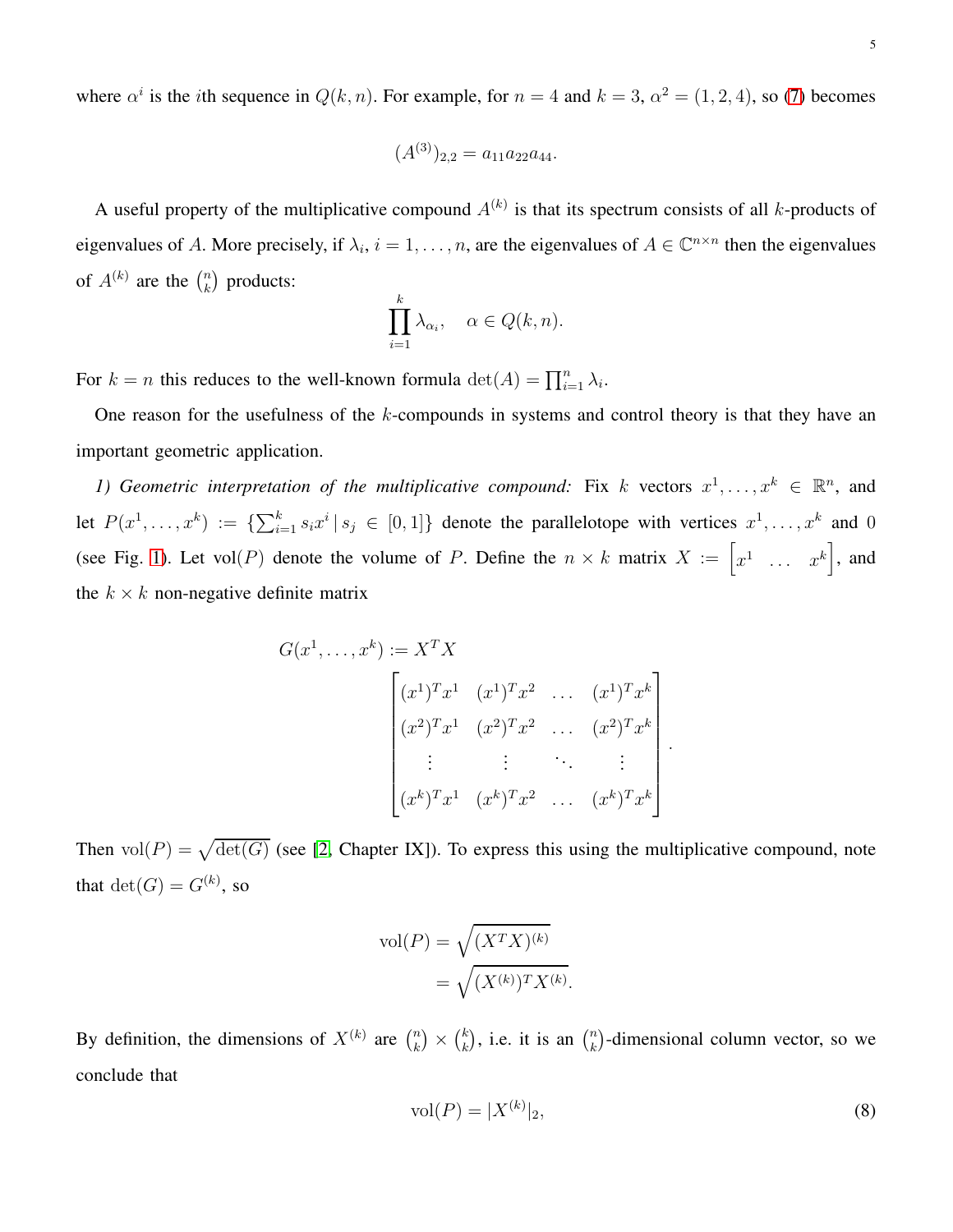where $\alpha^i$ is the $i$th sequence in $Q(k,n)$. For example, for $n=4$ and $k=3$, $\alpha^2=(1,2,4)$, so (7) becomes

$$(A^{(3)})_{2,2} = a_{11}a_{22}a_{44}.$$

A useful property of the multiplicative compound $A^{(k)}$ is that its spectrum consists of all $k$-products of eigenvalues of $A$. More precisely, if $\lambda_i$, $i=1,\dots,n$, are the eigenvalues of $A \in \mathbb{C}^{n\times n}$ then the eigenvalues of $A^{(k)}$ are the $\binom{n}{k}$ products:

$$\prod_{i=1}^{k} \lambda_{\alpha_i}, \quad \alpha \in Q(k,n).$$

For $k=n$ this reduces to the well-known formula $\det(A) = \prod_{i=1}^{n} \lambda_i$.

One reason for the usefulness of the $k$-compounds in systems and control theory is that they have an important geometric application.

*1) Geometric interpretation of the multiplicative compound:* Fix $k$ vectors $x^1,\dots,x^k \in \mathbb{R}^n$, and let $P(x^1,\dots,x^k) := \{\sum_{i=1}^k s_i x^i \mid s_j \in [0,1]\}$ denote the parallelotope with vertices $x^1,\dots,x^k$ and $0$ (see Fig. 1). Let $\text{vol}(P)$ denote the volume of $P$. Define the $n\times k$ matrix $X := \begin{bmatrix} x^1 & \dots & x^k \end{bmatrix}$, and the $k\times k$ non-negative definite matrix

$$G(x^1,\dots,x^k) := X^T X$$
$$\begin{bmatrix} (x^1)^T x^1 & (x^1)^T x^2 & \dots & (x^1)^T x^k \\ (x^2)^T x^1 & (x^2)^T x^2 & \dots & (x^2)^T x^k \\ \vdots & \vdots & \ddots & \vdots \\ (x^k)^T x^1 & (x^k)^T x^2 & \dots & (x^k)^T x^k \end{bmatrix}.$$

Then $\text{vol}(P) = \sqrt{\det(G)}$ (see [2, Chapter IX]). To express this using the multiplicative compound, note that $\det(G) = G^{(k)}$, so

$$\begin{aligned}\text{vol}(P) &= \sqrt{(X^T X)^{(k)}} \\ &= \sqrt{(X^{(k)})^T X^{(k)}}.\end{aligned}$$

By definition, the dimensions of $X^{(k)}$ are $\binom{n}{k} \times \binom{k}{k}$, i.e. it is an $\binom{n}{k}$-dimensional column vector, so we conclude that

$$\text{vol}(P) = |X^{(k)}|_2, \tag{8}$$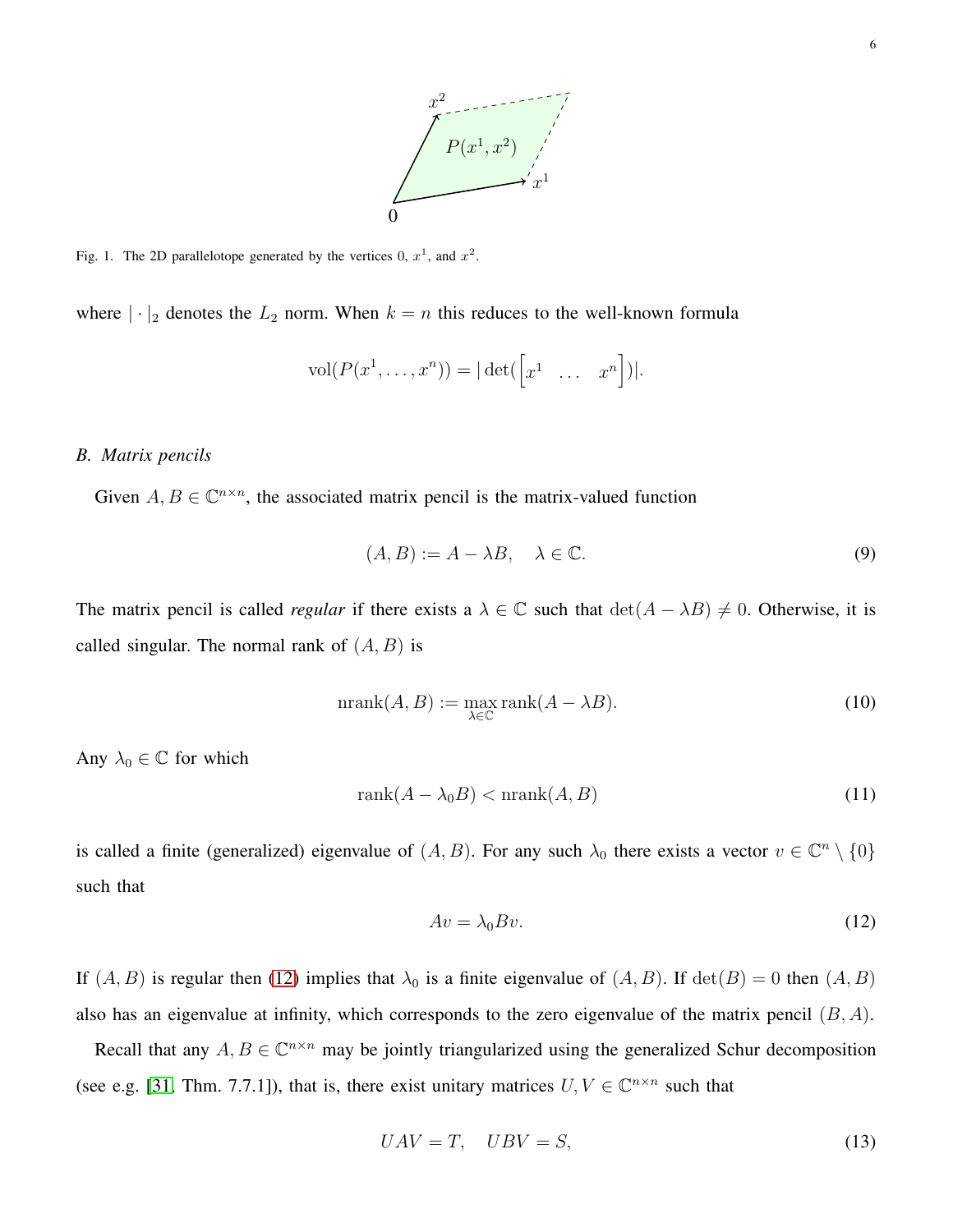Fig. 1. The 2D parallelotope generated by the vertices 0, $x^1$, and $x^2$.

where $|\cdot|_2$ denotes the $L_2$ norm. When $k = n$ this reduces to the well-known formula

$$\text{vol}(P(x^1, \ldots, x^n)) = |\det(\begin{bmatrix} x^1 & \ldots & x^n \end{bmatrix})|.$$

### B. Matrix pencils

Given $A, B \in \mathbb{C}^{n \times n}$, the associated matrix pencil is the matrix-valued function

$$(A, B) := A - \lambda B, \quad \lambda \in \mathbb{C}. \tag{9}$$

The matrix pencil is called *regular* if there exists a $\lambda \in \mathbb{C}$ such that $\det(A - \lambda B) \neq 0$. Otherwise, it is called singular. The normal rank of $(A, B)$ is

$$\text{nrank}(A, B) := \max_{\lambda \in \mathbb{C}} \text{rank}(A - \lambda B). \tag{10}$$

Any $\lambda_0 \in \mathbb{C}$ for which

$$\text{rank}(A - \lambda_0 B) < \text{nrank}(A, B) \tag{11}$$

is called a finite (generalized) eigenvalue of $(A, B)$. For any such $\lambda_0$ there exists a vector $v \in \mathbb{C}^n \setminus \{0\}$ such that

$$Av = \lambda_0 Bv. \tag{12}$$

If $(A, B)$ is regular then (12) implies that $\lambda_0$ is a finite eigenvalue of $(A, B)$. If $\det(B) = 0$ then $(A, B)$ also has an eigenvalue at infinity, which corresponds to the zero eigenvalue of the matrix pencil $(B, A)$.

Recall that any $A, B \in \mathbb{C}^{n \times n}$ may be jointly triangularized using the generalized Schur decomposition (see e.g. [31, Thm. 7.7.1]), that is, there exist unitary matrices $U, V \in \mathbb{C}^{n \times n}$ such that

$$UAV = T, \quad UBV = S, \tag{13}$$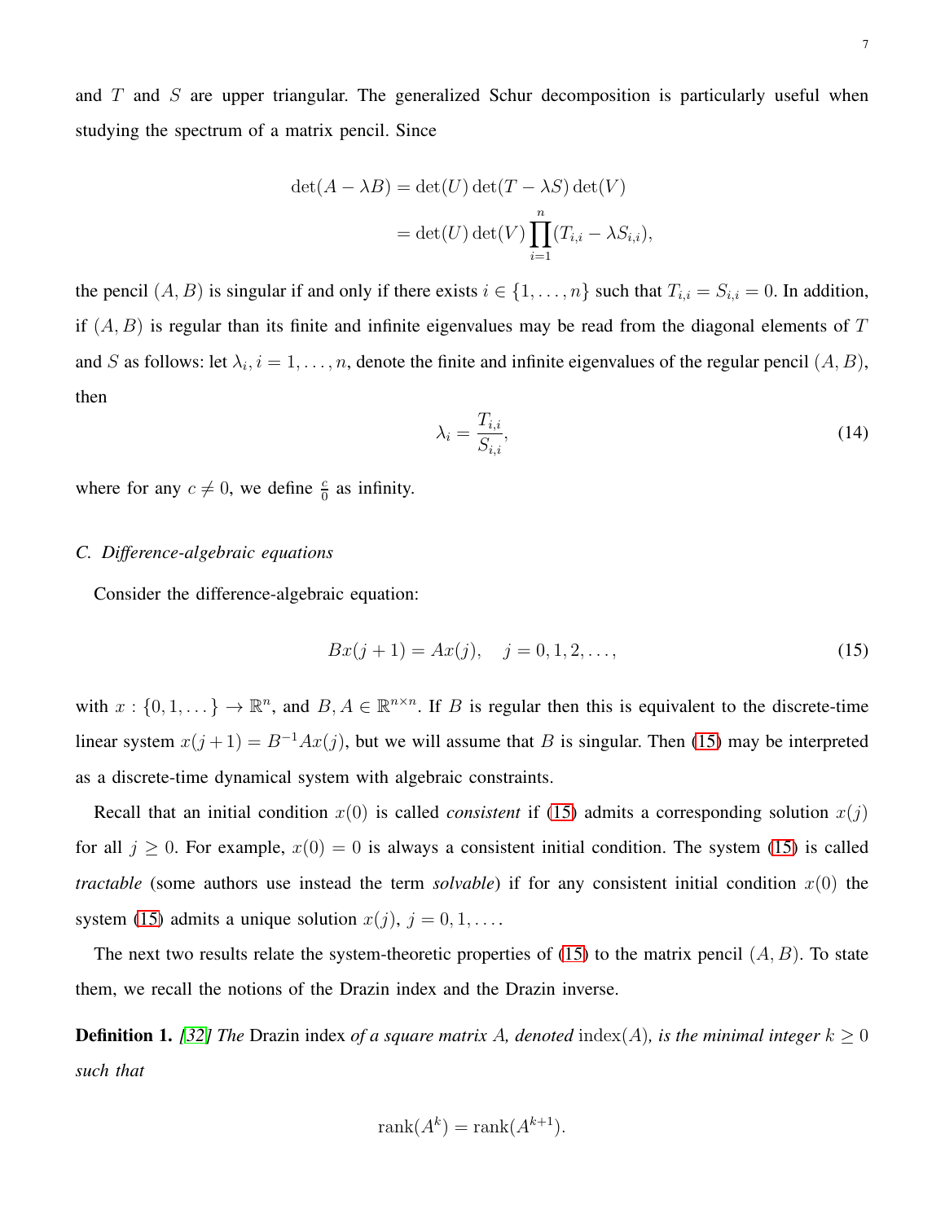and $T$ and $S$ are upper triangular. The generalized Schur decomposition is particularly useful when studying the spectrum of a matrix pencil. Since

$$
\begin{aligned}
\det(A - \lambda B) &= \det(U)\det(T - \lambda S)\det(V) \\
&= \det(U)\det(V)\prod_{i=1}^{n}(T_{i,i} - \lambda S_{i,i}),
\end{aligned}
$$

the pencil $(A, B)$ is singular if and only if there exists $i \in \{1, \dots, n\}$ such that $T_{i,i} = S_{i,i} = 0$. In addition, if $(A, B)$ is regular than its finite and infinite eigenvalues may be read from the diagonal elements of $T$ and $S$ as follows: let $\lambda_i$, $i = 1, \dots, n$, denote the finite and infinite eigenvalues of the regular pencil $(A, B)$, then

$$
\lambda_i = \frac{T_{i,i}}{S_{i,i}}, \tag{14}
$$

where for any $c \neq 0$, we define $\frac{c}{0}$ as infinity.

### C. Difference-algebraic equations

Consider the difference-algebraic equation:

$$
Bx(j+1) = Ax(j), \quad j = 0, 1, 2, \dots, \tag{15}
$$

with $x : \{0, 1, \dots\} \to \mathbb{R}^n$, and $B, A \in \mathbb{R}^{n \times n}$. If $B$ is regular then this is equivalent to the discrete-time linear system $x(j+1) = B^{-1}Ax(j)$, but we will assume that $B$ is singular. Then (15) may be interpreted as a discrete-time dynamical system with algebraic constraints.

Recall that an initial condition $x(0)$ is called *consistent* if (15) admits a corresponding solution $x(j)$ for all $j \geq 0$. For example, $x(0) = 0$ is always a consistent initial condition. The system (15) is called *tractable* (some authors use instead the term *solvable*) if for any consistent initial condition $x(0)$ the system (15) admits a unique solution $x(j)$, $j = 0, 1, \dots$.

The next two results relate the system-theoretic properties of (15) to the matrix pencil $(A, B)$. To state them, we recall the notions of the Drazin index and the Drazin inverse.

**Definition 1.** *[32] The* Drazin index *of a square matrix $A$, denoted* $\operatorname{index}(A)$*, is the minimal integer $k \geq 0$ such that*

$$
\operatorname{rank}(A^k) = \operatorname{rank}(A^{k+1}).
$$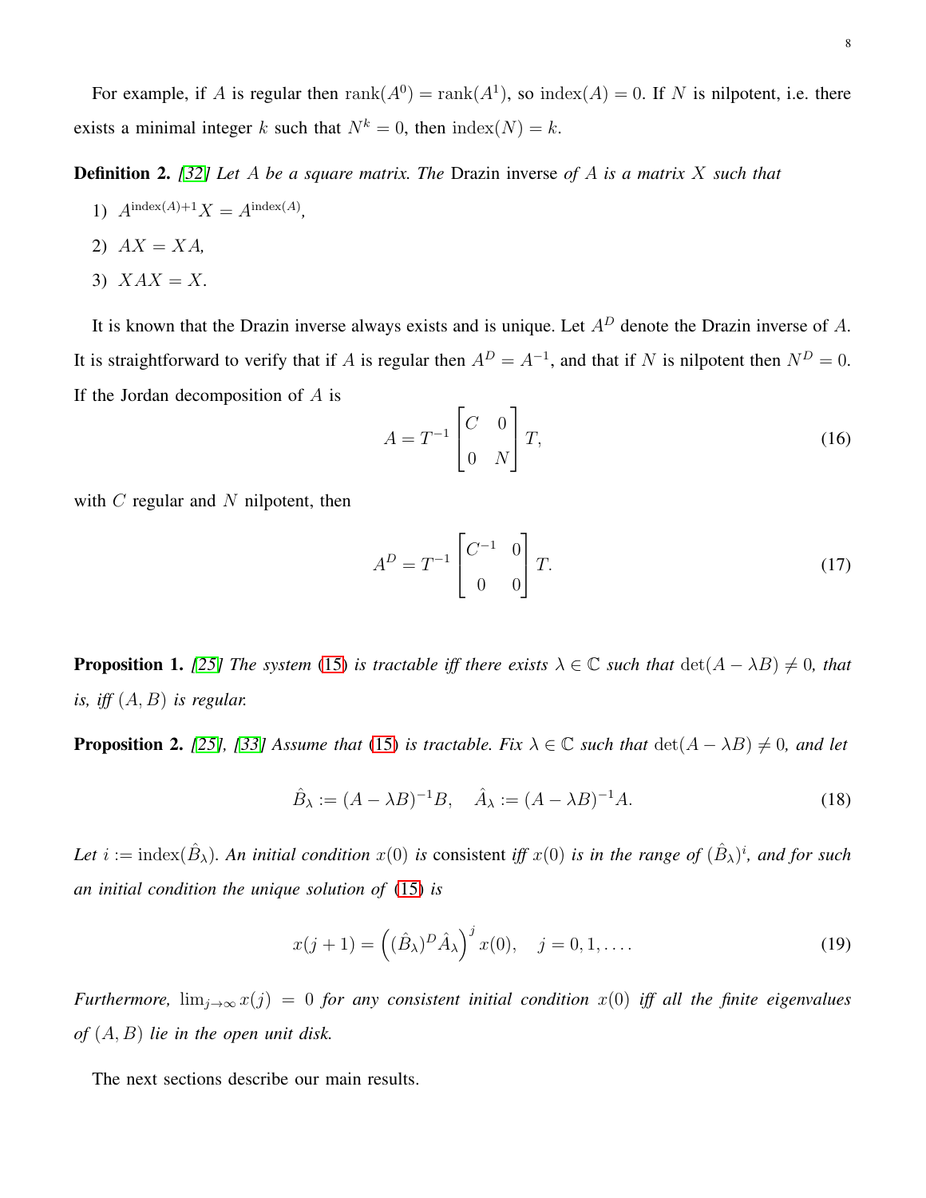For example, if $A$ is regular then $\text{rank}(A^0) = \text{rank}(A^1)$, so $\text{index}(A) = 0$. If $N$ is nilpotent, i.e. there exists a minimal integer $k$ such that $N^k = 0$, then $\text{index}(N) = k$.

**Definition 2.** *[32] Let $A$ be a square matrix. The* Drazin inverse *of $A$ is a matrix $X$ such that*

1) $A^{\text{index}(A)+1} X = A^{\text{index}(A)}$,
2) $AX = XA$,
3) $XAX = X$.

It is known that the Drazin inverse always exists and is unique. Let $A^D$ denote the Drazin inverse of $A$. It is straightforward to verify that if $A$ is regular then $A^D = A^{-1}$, and that if $N$ is nilpotent then $N^D = 0$. If the Jordan decomposition of $A$ is

$$A = T^{-1} \begin{bmatrix} C & 0 \\ 0 & N \end{bmatrix} T, \tag{16}$$

with $C$ regular and $N$ nilpotent, then

$$A^D = T^{-1} \begin{bmatrix} C^{-1} & 0 \\ 0 & 0 \end{bmatrix} T. \tag{17}$$

**Proposition 1.** *[25] The system (15) is tractable iff there exists $\lambda \in \mathbb{C}$ such that $\det(A - \lambda B) \neq 0$, that is, iff $(A, B)$ is regular.*

**Proposition 2.** *[25], [33] Assume that (15) is tractable. Fix $\lambda \in \mathbb{C}$ such that $\det(A - \lambda B) \neq 0$, and let*

$$\hat{B}_\lambda := (A - \lambda B)^{-1} B, \quad \hat{A}_\lambda := (A - \lambda B)^{-1} A. \tag{18}$$

*Let $i := \text{index}(\hat{B}_\lambda)$. An initial condition $x(0)$ is* consistent *iff $x(0)$ is in the range of $(\hat{B}_\lambda)^i$, and for such an initial condition the unique solution of (15) is*

$$x(j+1) = \left( (\hat{B}_\lambda)^D \hat{A}_\lambda \right)^j x(0), \quad j = 0, 1, \ldots. \tag{19}$$

*Furthermore, $\lim_{j \to \infty} x(j) = 0$ for any consistent initial condition $x(0)$ iff all the finite eigenvalues of $(A, B)$ lie in the open unit disk.*

The next sections describe our main results.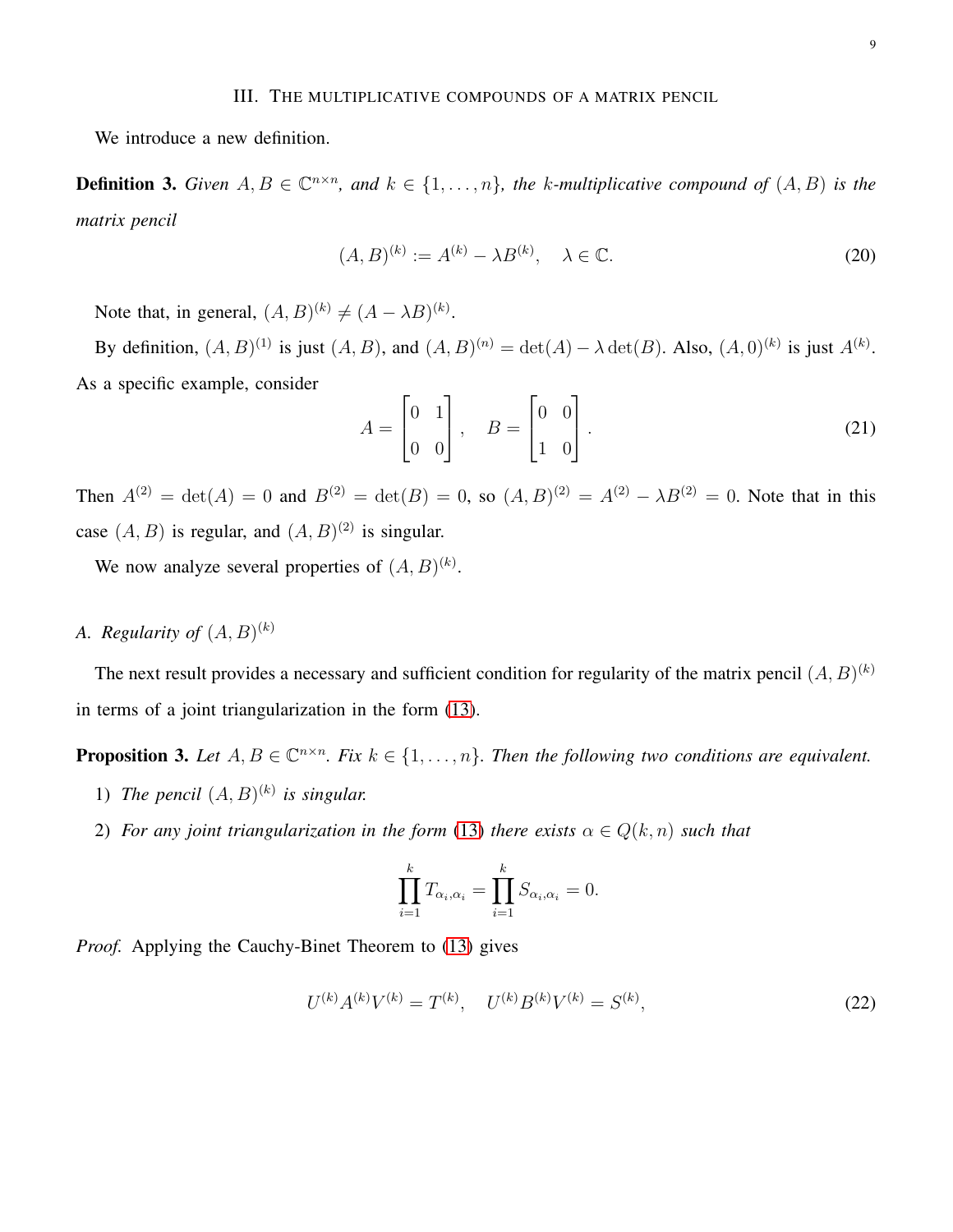## III. The multiplicative compounds of a matrix pencil

We introduce a new definition.

**Definition 3.** *Given $A, B \in \mathbb{C}^{n\times n}$, and $k \in \{1, \dots, n\}$, the $k$-multiplicative compound of $(A, B)$ is the matrix pencil*

$$
(A, B)^{(k)} := A^{(k)} - \lambda B^{(k)}, \quad \lambda \in \mathbb{C}. \tag{20}
$$

Note that, in general, $(A, B)^{(k)} \neq (A - \lambda B)^{(k)}$.

By definition, $(A, B)^{(1)}$ is just $(A, B)$, and $(A, B)^{(n)} = \det(A) - \lambda \det(B)$. Also, $(A, 0)^{(k)}$ is just $A^{(k)}$. As a specific example, consider

$$
A = \begin{bmatrix} 0 & 1 \\ 0 & 0 \end{bmatrix}, \quad B = \begin{bmatrix} 0 & 0 \\ 1 & 0 \end{bmatrix}. \tag{21}
$$

Then $A^{(2)} = \det(A) = 0$ and $B^{(2)} = \det(B) = 0$, so $(A, B)^{(2)} = A^{(2)} - \lambda B^{(2)} = 0$. Note that in this case $(A, B)$ is regular, and $(A, B)^{(2)}$ is singular.

We now analyze several properties of $(A, B)^{(k)}$.

### A. Regularity of $(A, B)^{(k)}$

The next result provides a necessary and sufficient condition for regularity of the matrix pencil $(A, B)^{(k)}$ in terms of a joint triangularization in the form (13).

**Proposition 3.** *Let $A, B \in \mathbb{C}^{n\times n}$. Fix $k \in \{1, \dots, n\}$. Then the following two conditions are equivalent.*

1) *The pencil $(A, B)^{(k)}$ is singular.*
2) *For any joint triangularization in the form (13) there exists $\alpha \in Q(k, n)$ such that*

$$
\prod_{i=1}^{k} T_{\alpha_i, \alpha_i} = \prod_{i=1}^{k} S_{\alpha_i, \alpha_i} = 0.
$$

*Proof.* Applying the Cauchy-Binet Theorem to (13) gives

$$
U^{(k)} A^{(k)} V^{(k)} = T^{(k)}, \quad U^{(k)} B^{(k)} V^{(k)} = S^{(k)}, \tag{22}
$$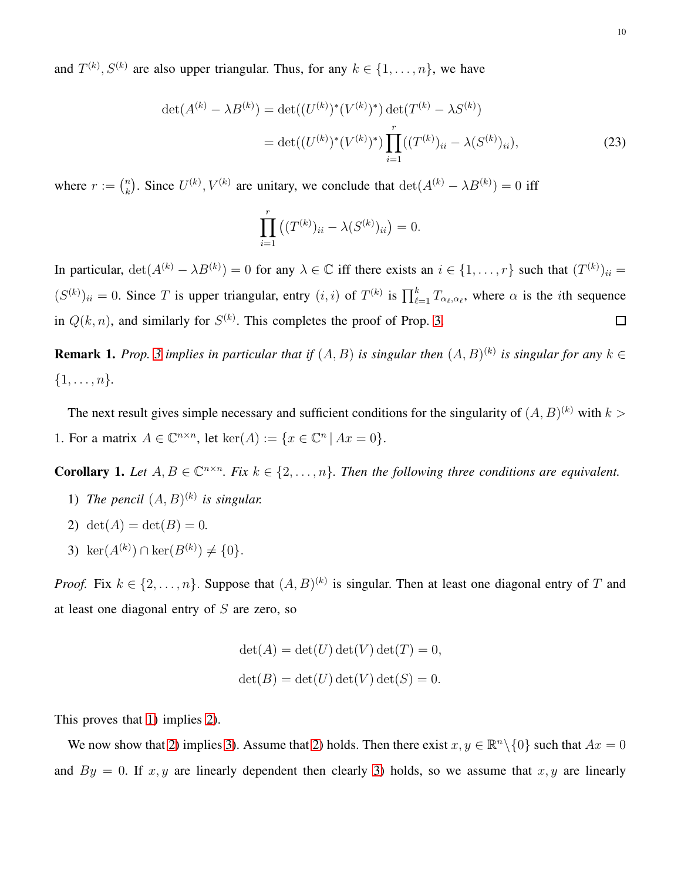and $T^{(k)}, S^{(k)}$ are also upper triangular. Thus, for any $k \in \{1, \ldots, n\}$, we have

$$
\begin{aligned}
\det(A^{(k)} - \lambda B^{(k)}) &= \det((U^{(k)})^* (V^{(k)})^*) \det(T^{(k)} - \lambda S^{(k)}) \\
&= \det((U^{(k)})^* (V^{(k)})^*) \prod_{i=1}^{r} ((T^{(k)})_{ii} - \lambda (S^{(k)})_{ii}), \qquad (23)
\end{aligned}
$$

where $r := \binom{n}{k}$. Since $U^{(k)}, V^{(k)}$ are unitary, we conclude that $\det(A^{(k)} - \lambda B^{(k)}) = 0$ iff

$$
\prod_{i=1}^{r} \left( (T^{(k)})_{ii} - \lambda (S^{(k)})_{ii} \right) = 0.
$$

In particular, $\det(A^{(k)} - \lambda B^{(k)}) = 0$ for any $\lambda \in \mathbb{C}$ iff there exists an $i \in \{1, \ldots, r\}$ such that $(T^{(k)})_{ii} = (S^{(k)})_{ii} = 0$. Since $T$ is upper triangular, entry $(i,i)$ of $T^{(k)}$ is $\prod_{\ell=1}^{k} T_{\alpha_\ell, \alpha_\ell}$, where $\alpha$ is the $i$th sequence in $Q(k, n)$, and similarly for $S^{(k)}$. This completes the proof of Prop. 3. □

**Remark 1.** *Prop. 3 implies in particular that if $(A, B)$ is singular then $(A, B)^{(k)}$ is singular for any $k \in \{1, \ldots, n\}$.*

The next result gives simple necessary and sufficient conditions for the singularity of $(A, B)^{(k)}$ with $k > 1$. For a matrix $A \in \mathbb{C}^{n \times n}$, let $\ker(A) := \{x \in \mathbb{C}^n \mid Ax = 0\}$.

**Corollary 1.** *Let $A, B \in \mathbb{C}^{n \times n}$. Fix $k \in \{2, \ldots, n\}$. Then the following three conditions are equivalent.*

1) *The pencil $(A, B)^{(k)}$ is singular.*
2) $\det(A) = \det(B) = 0$.
3) $\ker(A^{(k)}) \cap \ker(B^{(k)}) \neq \{0\}$.

*Proof.* Fix $k \in \{2, \ldots, n\}$. Suppose that $(A, B)^{(k)}$ is singular. Then at least one diagonal entry of $T$ and at least one diagonal entry of $S$ are zero, so

$$
\det(A) = \det(U) \det(V) \det(T) = 0,
$$

$$
\det(B) = \det(U) \det(V) \det(S) = 0.
$$

This proves that 1) implies 2).

We now show that 2) implies 3). Assume that 2) holds. Then there exist $x, y \in \mathbb{R}^n \setminus \{0\}$ such that $Ax = 0$ and $By = 0$. If $x, y$ are linearly dependent then clearly 3) holds, so we assume that $x, y$ are linearly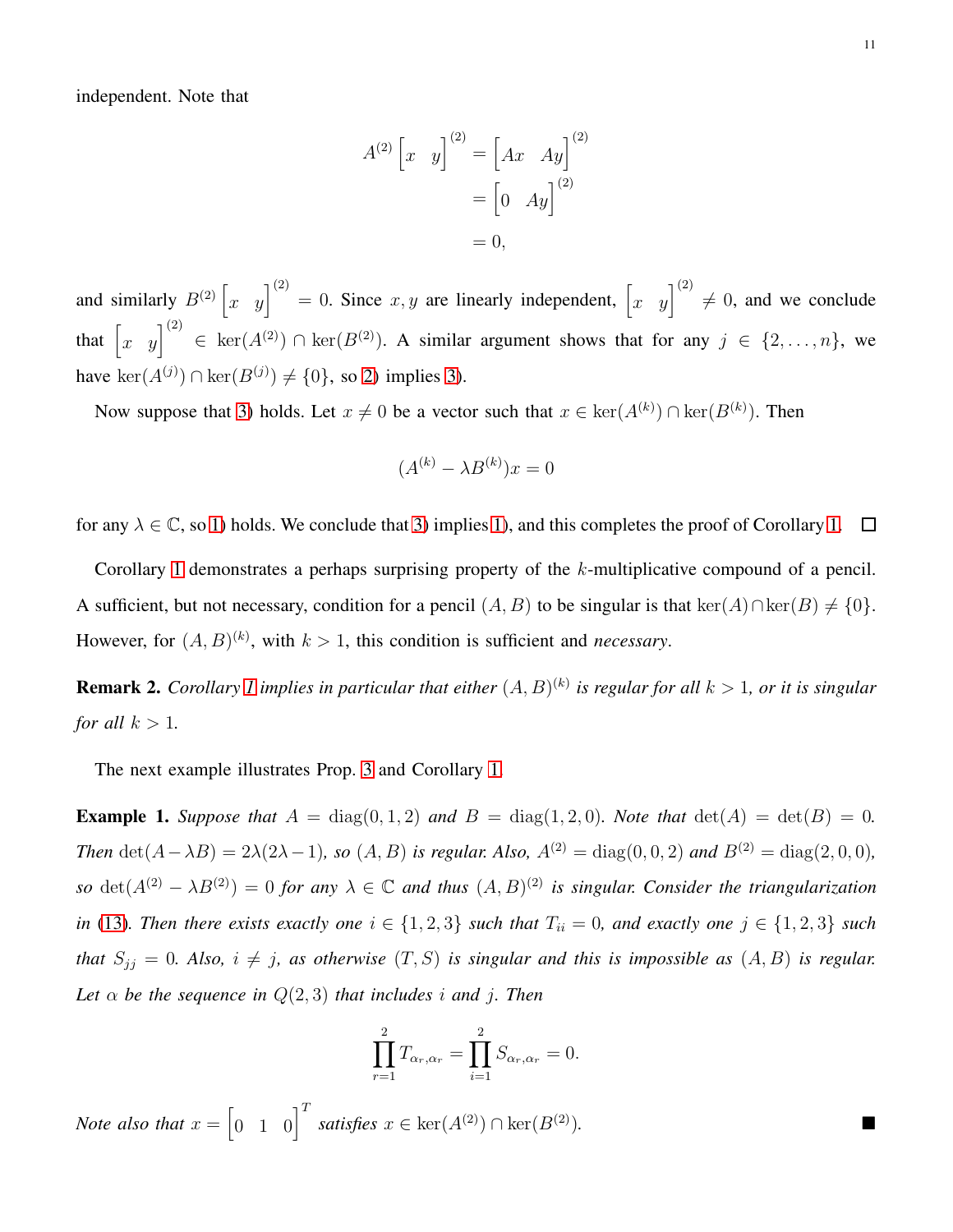independent. Note that

$$
\begin{aligned}
A^{(2)} \begin{bmatrix} x & y \end{bmatrix}^{(2)} &= \begin{bmatrix} Ax & Ay \end{bmatrix}^{(2)} \\
&= \begin{bmatrix} 0 & Ay \end{bmatrix}^{(2)} \\
&= 0,
\end{aligned}
$$

and similarly $B^{(2)} \begin{bmatrix} x & y \end{bmatrix}^{(2)} = 0$. Since $x, y$ are linearly independent, $\begin{bmatrix} x & y \end{bmatrix}^{(2)} \neq 0$, and we conclude that $\begin{bmatrix} x & y \end{bmatrix}^{(2)} \in \ker(A^{(2)}) \cap \ker(B^{(2)})$. A similar argument shows that for any $j \in \{2, \dots, n\}$, we have $\ker(A^{(j)}) \cap \ker(B^{(j)}) \neq \{0\}$, so 2) implies 3).

Now suppose that 3) holds. Let $x \neq 0$ be a vector such that $x \in \ker(A^{(k)}) \cap \ker(B^{(k)})$. Then

$$
(A^{(k)} - \lambda B^{(k)})x = 0
$$

for any $\lambda \in \mathbb{C}$, so 1) holds. We conclude that 3) implies 1), and this completes the proof of Corollary 1. □

Corollary 1 demonstrates a perhaps surprising property of the $k$-multiplicative compound of a pencil. A sufficient, but not necessary, condition for a pencil $(A, B)$ to be singular is that $\ker(A) \cap \ker(B) \neq \{0\}$. However, for $(A, B)^{(k)}$, with $k > 1$, this condition is sufficient and *necessary*.

**Remark 2.** *Corollary 1 implies in particular that either $(A, B)^{(k)}$ is regular for all $k > 1$, or it is singular for all $k > 1$.*

The next example illustrates Prop. 3 and Corollary 1.

**Example 1.** *Suppose that $A = \operatorname{diag}(0, 1, 2)$ and $B = \operatorname{diag}(1, 2, 0)$. Note that $\det(A) = \det(B) = 0$. Then $\det(A - \lambda B) = 2\lambda(2\lambda - 1)$, so $(A, B)$ is regular. Also, $A^{(2)} = \operatorname{diag}(0, 0, 2)$ and $B^{(2)} = \operatorname{diag}(2, 0, 0)$, so $\det(A^{(2)} - \lambda B^{(2)}) = 0$ for any $\lambda \in \mathbb{C}$ and thus $(A, B)^{(2)}$ is singular. Consider the triangularization in (13). Then there exists exactly one $i \in \{1, 2, 3\}$ such that $T_{ii} = 0$, and exactly one $j \in \{1, 2, 3\}$ such that $S_{jj} = 0$. Also, $i \neq j$, as otherwise $(T, S)$ is singular and this is impossible as $(A, B)$ is regular. Let $\alpha$ be the sequence in $Q(2, 3)$ that includes $i$ and $j$. Then*

$$
\prod_{r=1}^{2} T_{\alpha_r, \alpha_r} = \prod_{i=1}^{2} S_{\alpha_r, \alpha_r} = 0.
$$

*Note also that $x = \begin{bmatrix} 0 & 1 & 0 \end{bmatrix}^T$ satisfies $x \in \ker(A^{(2)}) \cap \ker(B^{(2)})$.* ■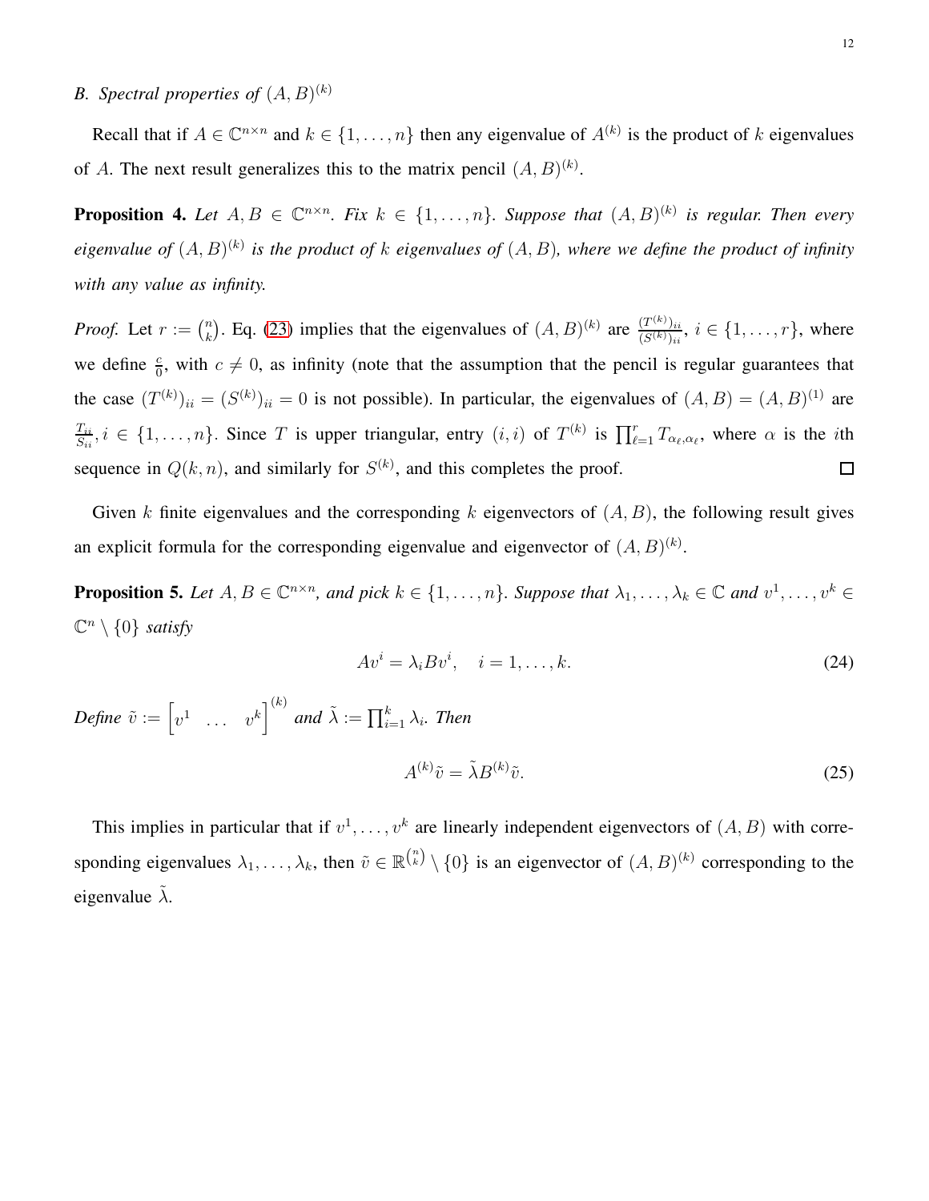### B. Spectral properties of $(A, B)^{(k)}$

Recall that if $A \in \mathbb{C}^{n\times n}$ and $k \in \{1, \dots, n\}$ then any eigenvalue of $A^{(k)}$ is the product of $k$ eigenvalues of $A$. The next result generalizes this to the matrix pencil $(A, B)^{(k)}$.

**Proposition 4.** *Let $A, B \in \mathbb{C}^{n\times n}$. Fix $k \in \{1, \dots, n\}$. Suppose that $(A, B)^{(k)}$ is regular. Then every eigenvalue of $(A, B)^{(k)}$ is the product of $k$ eigenvalues of $(A, B)$, where we define the product of infinity with any value as infinity.*

*Proof.* Let $r := \binom{n}{k}$. Eq. (23) implies that the eigenvalues of $(A, B)^{(k)}$ are $\frac{(T^{(k)})_{ii}}{(S^{(k)})_{ii}}$, $i \in \{1, \dots, r\}$, where we define $\frac{c}{0}$, with $c \neq 0$, as infinity (note that the assumption that the pencil is regular guarantees that the case $(T^{(k)})_{ii} = (S^{(k)})_{ii} = 0$ is not possible). In particular, the eigenvalues of $(A, B) = (A, B)^{(1)}$ are $\frac{T_{ii}}{S_{ii}}$, $i \in \{1, \dots, n\}$. Since $T$ is upper triangular, entry $(i, i)$ of $T^{(k)}$ is $\prod_{\ell=1}^{r} T_{\alpha_\ell,\alpha_\ell}$, where $\alpha$ is the $i$th sequence in $Q(k, n)$, and similarly for $S^{(k)}$, and this completes the proof. ∎

Given $k$ finite eigenvalues and the corresponding $k$ eigenvectors of $(A, B)$, the following result gives an explicit formula for the corresponding eigenvalue and eigenvector of $(A, B)^{(k)}$.

**Proposition 5.** *Let $A, B \in \mathbb{C}^{n\times n}$, and pick $k \in \{1, \dots, n\}$. Suppose that $\lambda_1, \dots, \lambda_k \in \mathbb{C}$ and $v^1, \dots, v^k \in \mathbb{C}^n \setminus \{0\}$ satisfy*

$$Av^i = \lambda_i B v^i, \quad i = 1, \dots, k. \tag{24}$$

*Define $\tilde{v} := \begin{bmatrix} v^1 & \dots & v^k \end{bmatrix}^{(k)}$ and $\tilde{\lambda} := \prod_{i=1}^{k} \lambda_i$. Then*

$$A^{(k)}\tilde{v} = \tilde{\lambda} B^{(k)}\tilde{v}. \tag{25}$$

This implies in particular that if $v^1, \dots, v^k$ are linearly independent eigenvectors of $(A, B)$ with corresponding eigenvalues $\lambda_1, \dots, \lambda_k$, then $\tilde{v} \in \mathbb{R}^{\binom{n}{k}} \setminus \{0\}$ is an eigenvector of $(A, B)^{(k)}$ corresponding to the eigenvalue $\tilde{\lambda}$.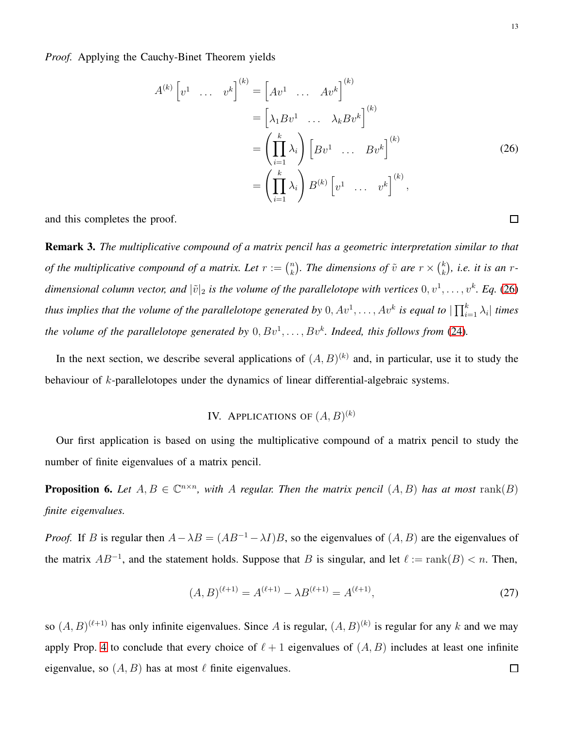*Proof.* Applying the Cauchy-Binet Theorem yields

$$
\begin{aligned}
A^{(k)} \begin{bmatrix} v^1 & \dots & v^k \end{bmatrix}^{(k)} &= \begin{bmatrix} Av^1 & \dots & Av^k \end{bmatrix}^{(k)} \\
&= \begin{bmatrix} \lambda_1 Bv^1 & \dots & \lambda_k Bv^k \end{bmatrix}^{(k)} \\
&= \left( \prod_{i=1}^k \lambda_i \right) \begin{bmatrix} Bv^1 & \dots & Bv^k \end{bmatrix}^{(k)} \\
&= \left( \prod_{i=1}^k \lambda_i \right) B^{(k)} \begin{bmatrix} v^1 & \dots & v^k \end{bmatrix}^{(k)},
\end{aligned}
\tag{26}
$$

and this completes the proof. ◻

**Remark 3.** *The multiplicative compound of a matrix pencil has a geometric interpretation similar to that of the multiplicative compound of a matrix. Let $r := \binom{n}{k}$. The dimensions of $\tilde{v}$ are $r \times \binom{k}{k}$, i.e. it is an $r$-dimensional column vector, and $|\tilde{v}|_2$ is the volume of the parallelotope with vertices $0, v^1, \dots, v^k$. Eq. (26) thus implies that the volume of the parallelotope generated by $0, Av^1, \dots, Av^k$ is equal to $|\prod_{i=1}^k \lambda_i|$ times the volume of the parallelotope generated by $0, Bv^1, \dots, Bv^k$. Indeed, this follows from (24).*

In the next section, we describe several applications of $(A, B)^{(k)}$ and, in particular, use it to study the behaviour of $k$-parallelotopes under the dynamics of linear differential-algebraic systems.

## IV. Applications of $(A, B)^{(k)}$

Our first application is based on using the multiplicative compound of a matrix pencil to study the number of finite eigenvalues of a matrix pencil.

**Proposition 6.** *Let $A, B \in \mathbb{C}^{n \times n}$, with $A$ regular. Then the matrix pencil $(A, B)$ has at most $\operatorname{rank}(B)$ finite eigenvalues.*

*Proof.* If $B$ is regular then $A - \lambda B = (AB^{-1} - \lambda I)B$, so the eigenvalues of $(A, B)$ are the eigenvalues of the matrix $AB^{-1}$, and the statement holds. Suppose that $B$ is singular, and let $\ell := \operatorname{rank}(B) < n$. Then,

$$
(A, B)^{(\ell+1)} = A^{(\ell+1)} - \lambda B^{(\ell+1)} = A^{(\ell+1)}, \tag{27}
$$

so $(A, B)^{(\ell+1)}$ has only infinite eigenvalues. Since $A$ is regular, $(A, B)^{(k)}$ is regular for any $k$ and we may apply Prop. 4 to conclude that every choice of $\ell + 1$ eigenvalues of $(A, B)$ includes at least one infinite eigenvalue, so $(A, B)$ has at most $\ell$ finite eigenvalues. ◻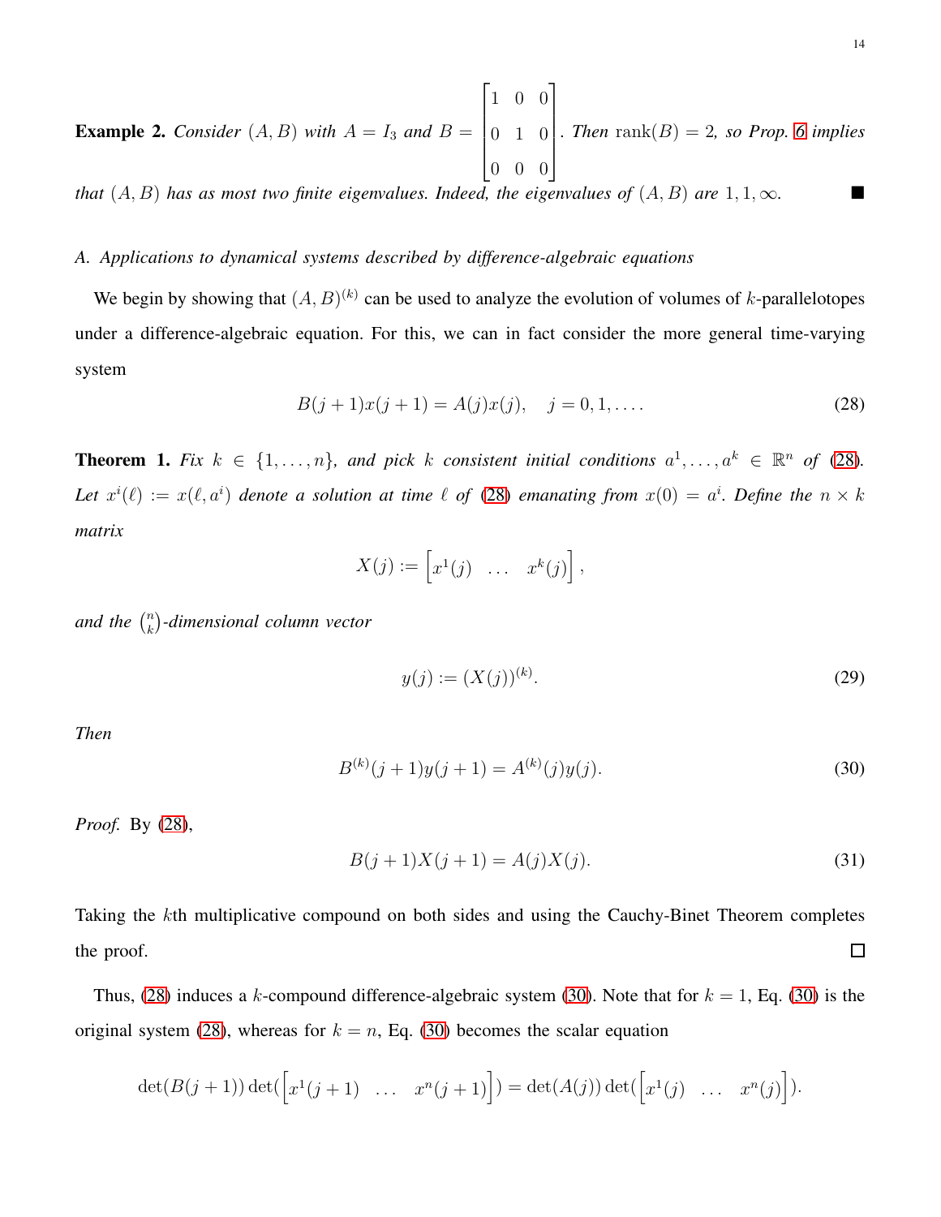**Example 2.** *Consider $(A, B)$ with $A = I_3$ and $B = \begin{bmatrix} 1 & 0 & 0 \\ 0 & 1 & 0 \\ 0 & 0 & 0 \end{bmatrix}$. Then $\operatorname{rank}(B) = 2$, so Prop. 6 implies that $(A, B)$ has as most two finite eigenvalues. Indeed, the eigenvalues of $(A, B)$ are $1, 1, \infty$.* ■

### A. Applications to dynamical systems described by difference-algebraic equations

We begin by showing that $(A, B)^{(k)}$ can be used to analyze the evolution of volumes of $k$-parallelotopes under a difference-algebraic equation. For this, we can in fact consider the more general time-varying system

$$B(j+1)x(j+1) = A(j)x(j), \quad j = 0, 1, \dots. \tag{28}$$

**Theorem 1.** *Fix $k \in \{1, \dots, n\}$, and pick $k$ consistent initial conditions $a^1, \dots, a^k \in \mathbb{R}^n$ of (28). Let $x^i(\ell) := x(\ell, a^i)$ denote a solution at time $\ell$ of (28) emanating from $x(0) = a^i$. Define the $n \times k$ matrix*

$$X(j) := \begin{bmatrix} x^1(j) & \dots & x^k(j) \end{bmatrix},$$

*and the $\binom{n}{k}$-dimensional column vector*

$$y(j) := (X(j))^{(k)}. \tag{29}$$

*Then*

$$B^{(k)}(j+1)y(j+1) = A^{(k)}(j)y(j). \tag{30}$$

*Proof.* By (28),

$$B(j+1)X(j+1) = A(j)X(j). \tag{31}$$

Taking the $k$th multiplicative compound on both sides and using the Cauchy-Binet Theorem completes the proof. □

Thus, (28) induces a $k$-compound difference-algebraic system (30). Note that for $k = 1$, Eq. (30) is the original system (28), whereas for $k = n$, Eq. (30) becomes the scalar equation

$$\det(B(j+1)) \det(\begin{bmatrix} x^1(j+1) & \dots & x^n(j+1) \end{bmatrix}) = \det(A(j)) \det(\begin{bmatrix} x^1(j) & \dots & x^n(j) \end{bmatrix}).$$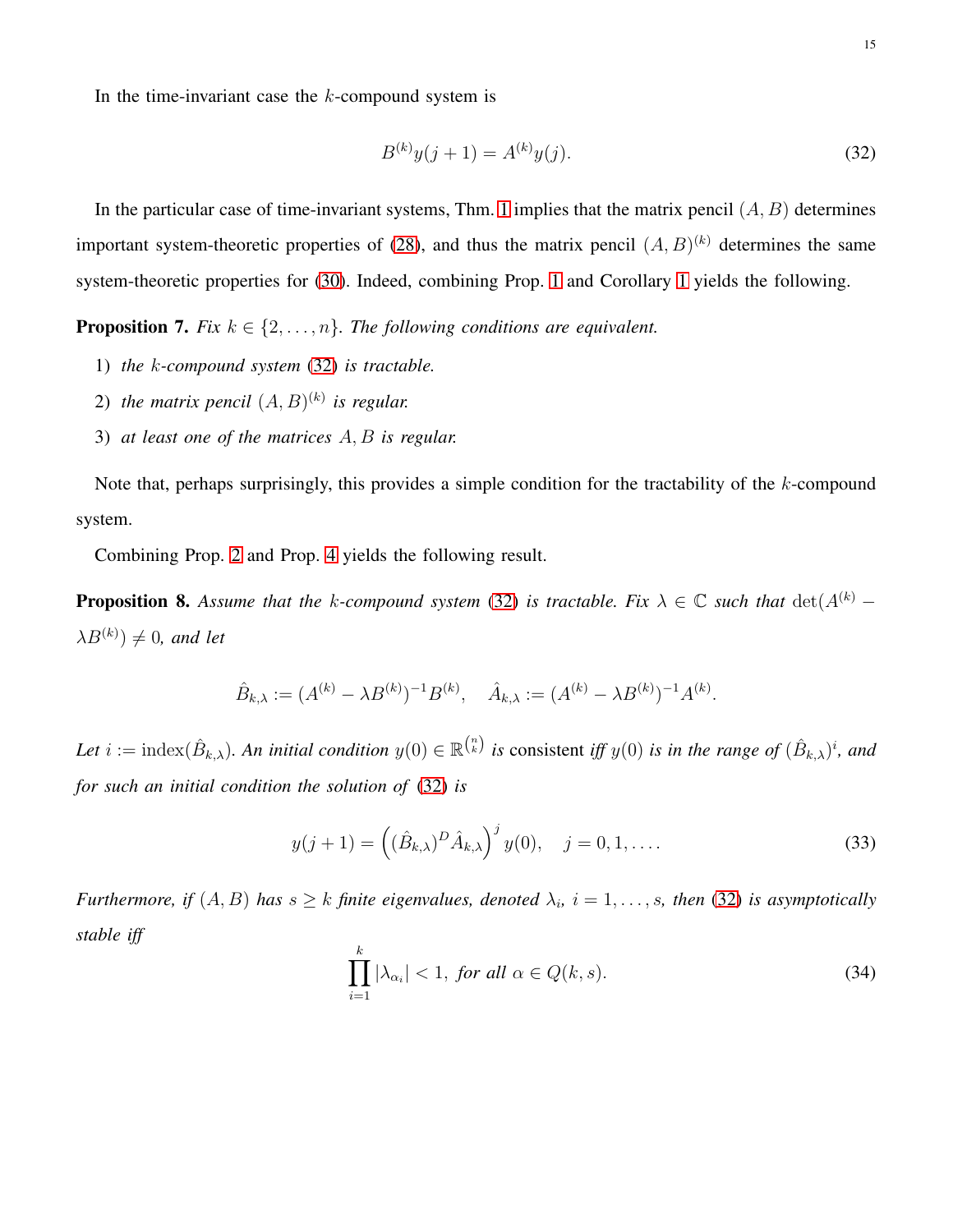In the time-invariant case the $k$-compound system is

$$B^{(k)}y(j+1) = A^{(k)}y(j). \tag{32}$$

In the particular case of time-invariant systems, Thm. 1 implies that the matrix pencil $(A, B)$ determines important system-theoretic properties of (28), and thus the matrix pencil $(A, B)^{(k)}$ determines the same system-theoretic properties for (30). Indeed, combining Prop. 1 and Corollary 1 yields the following.

**Proposition 7.** *Fix $k \in \{2, \dots, n\}$. The following conditions are equivalent.*

1) *the $k$-compound system (32) is tractable.*
2) *the matrix pencil $(A, B)^{(k)}$ is regular.*
3) *at least one of the matrices $A, B$ is regular.*

Note that, perhaps surprisingly, this provides a simple condition for the tractability of the $k$-compound system.

Combining Prop. 2 and Prop. 4 yields the following result.

**Proposition 8.** *Assume that the $k$-compound system (32) is tractable. Fix $\lambda \in \mathbb{C}$ such that $\det(A^{(k)} - \lambda B^{(k)}) \neq 0$, and let*

$$\hat{B}_{k,\lambda} := (A^{(k)} - \lambda B^{(k)})^{-1} B^{(k)}, \quad \hat{A}_{k,\lambda} := (A^{(k)} - \lambda B^{(k)})^{-1} A^{(k)}.$$

*Let $i := \operatorname{index}(\hat{B}_{k,\lambda})$. An initial condition $y(0) \in \mathbb{R}^{\binom{n}{k}}$ is* consistent *iff $y(0)$ is in the range of $(\hat{B}_{k,\lambda})^i$, and for such an initial condition the solution of (32) is*

$$y(j+1) = \left( (\hat{B}_{k,\lambda})^D \hat{A}_{k,\lambda} \right)^j y(0), \quad j = 0, 1, \dots. \tag{33}$$

*Furthermore, if $(A, B)$ has $s \geq k$ finite eigenvalues, denoted $\lambda_i$, $i = 1, \dots, s$, then (32) is asymptotically stable iff*

$$\prod_{i=1}^{k} |\lambda_{\alpha_i}| < 1, \text{ for all } \alpha \in Q(k, s). \tag{34}$$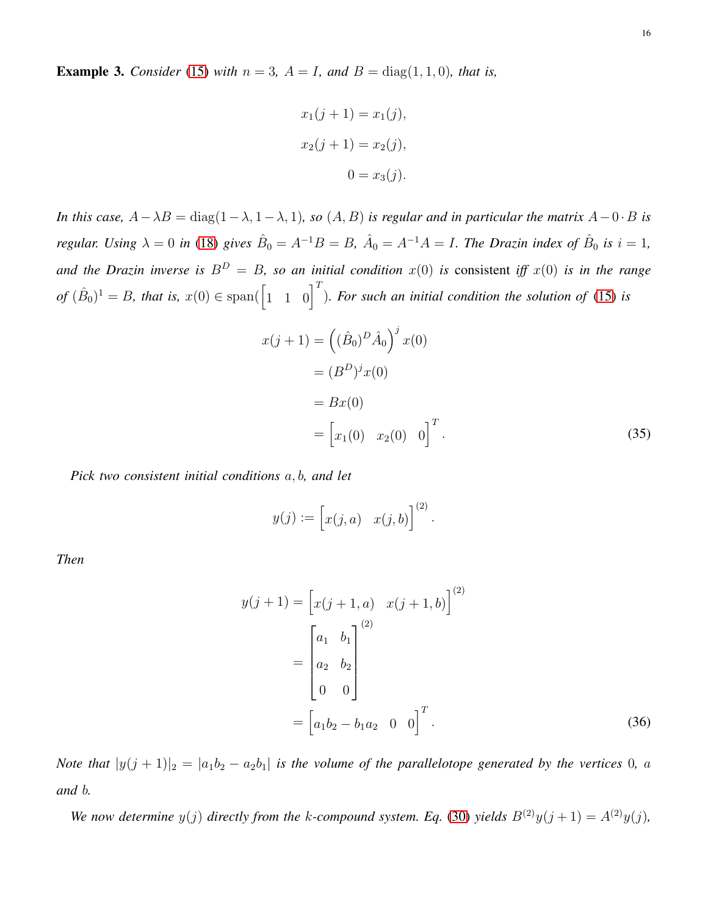**Example 3.** *Consider (15) with $n = 3$, $A = I$, and $B = \operatorname{diag}(1, 1, 0)$, that is,*

$$
\begin{aligned}
x_1(j+1) &= x_1(j),\\
x_2(j+1) &= x_2(j),\\
0 &= x_3(j).
\end{aligned}
$$

*In this case, $A - \lambda B = \operatorname{diag}(1-\lambda, 1-\lambda, 1)$, so $(A, B)$ is regular and in particular the matrix $A - 0 \cdot B$ is regular. Using $\lambda = 0$ in (18) gives $\hat{B}_0 = A^{-1}B = B$, $\hat{A}_0 = A^{-1}A = I$. The Drazin index of $\hat{B}_0$ is $i = 1$, and the Drazin inverse is $B^D = B$, so an initial condition $x(0)$ is* consistent *iff $x(0)$ is in the range of $(\hat{B}_0)^1 = B$, that is, $x(0) \in \operatorname{span}(\begin{bmatrix} 1 & 1 & 0 \end{bmatrix}^T)$. For such an initial condition the solution of (15) is*

$$
\begin{aligned}
x(j+1) &= \left( (\hat{B}_0)^D \hat{A}_0 \right)^j x(0)\\
&= (B^D)^j x(0)\\
&= Bx(0)\\
&= \begin{bmatrix} x_1(0) & x_2(0) & 0 \end{bmatrix}^T .
\end{aligned}
\tag{35}
$$

*Pick two consistent initial conditions $a, b$, and let*

$$
y(j) := \begin{bmatrix} x(j,a) & x(j,b) \end{bmatrix}^{(2)} .
$$

*Then*

$$
\begin{aligned}
y(j+1) &= \begin{bmatrix} x(j+1,a) & x(j+1,b) \end{bmatrix}^{(2)}\\
&= \begin{bmatrix} a_1 & b_1 \\ a_2 & b_2 \\ 0 & 0 \end{bmatrix}^{(2)}\\
&= \begin{bmatrix} a_1 b_2 - b_1 a_2 & 0 & 0 \end{bmatrix}^T .
\end{aligned}
\tag{36}
$$

*Note that $|y(j+1)|_2 = |a_1 b_2 - a_2 b_1|$ is the volume of the parallelotope generated by the vertices $0$, $a$ and $b$.*

*We now determine $y(j)$ directly from the $k$-compound system. Eq. (30) yields $B^{(2)} y(j+1) = A^{(2)} y(j)$,*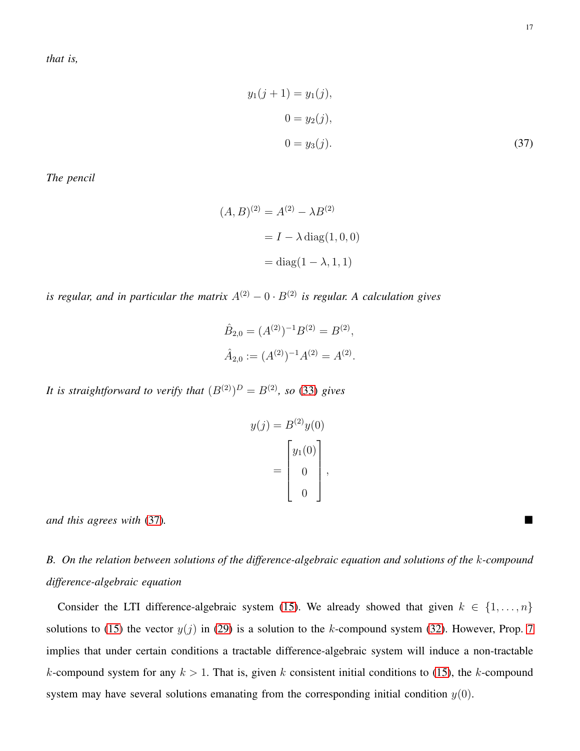*that is,*

$$
\begin{aligned}
y_1(j+1) &= y_1(j), \\
0 &= y_2(j), \\
0 &= y_3(j).
\end{aligned} \tag{37}
$$

*The pencil*

$$
\begin{aligned}
(A,B)^{(2)} &= A^{(2)} - \lambda B^{(2)} \\
&= I - \lambda \operatorname{diag}(1,0,0) \\
&= \operatorname{diag}(1-\lambda, 1, 1)
\end{aligned}
$$

*is regular, and in particular the matrix $A^{(2)} - 0 \cdot B^{(2)}$ is regular. A calculation gives*

$$
\begin{aligned}
\hat{B}_{2,0} &= (A^{(2)})^{-1} B^{(2)} = B^{(2)}, \\
\hat{A}_{2,0} &:= (A^{(2)})^{-1} A^{(2)} = A^{(2)}.
\end{aligned}
$$

*It is straightforward to verify that $(B^{(2)})^D = B^{(2)}$, so (33) gives*

$$
\begin{aligned}
y(j) &= B^{(2)} y(0) \\
&= \begin{bmatrix} y_1(0) \\ 0 \\ 0 \end{bmatrix},
\end{aligned}
$$

*and this agrees with (37).* ■

### B. On the relation between solutions of the difference-algebraic equation and solutions of the $k$-compound difference-algebraic equation

Consider the LTI difference-algebraic system (15). We already showed that given $k \in \{1,\dots,n\}$ solutions to (15) the vector $y(j)$ in (29) is a solution to the $k$-compound system (32). However, Prop. 7 implies that under certain conditions a tractable difference-algebraic system will induce a non-tractable $k$-compound system for any $k > 1$. That is, given $k$ consistent initial conditions to (15), the $k$-compound system may have several solutions emanating from the corresponding initial condition $y(0)$.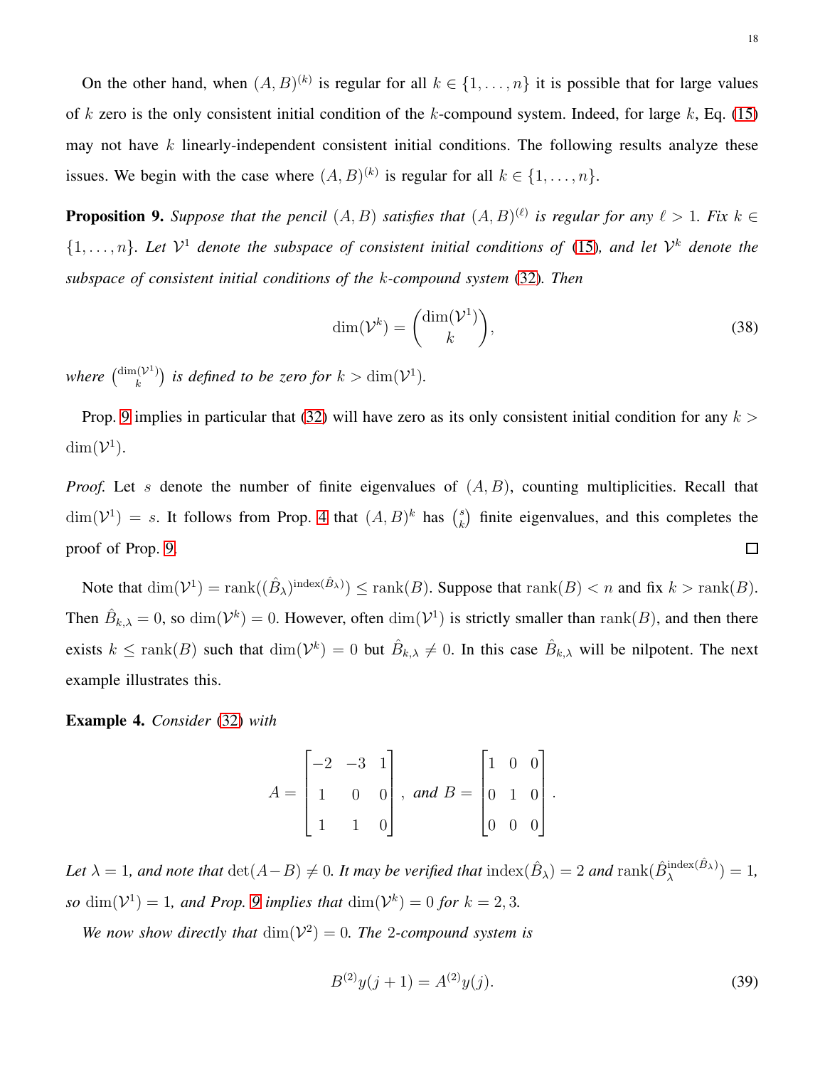On the other hand, when $(A, B)^{(k)}$ is regular for all $k \in \{1, \ldots, n\}$ it is possible that for large values of $k$ zero is the only consistent initial condition of the $k$-compound system. Indeed, for large $k$, Eq. (15) may not have $k$ linearly-independent consistent initial conditions. The following results analyze these issues. We begin with the case where $(A, B)^{(k)}$ is regular for all $k \in \{1, \ldots, n\}$.

**Proposition 9.** *Suppose that the pencil $(A, B)$ satisfies that $(A, B)^{(\ell)}$ is regular for any $\ell > 1$. Fix $k \in \{1, \ldots, n\}$. Let $\mathcal{V}^1$ denote the subspace of consistent initial conditions of (15), and let $\mathcal{V}^k$ denote the subspace of consistent initial conditions of the $k$-compound system (32). Then*

$$\dim(\mathcal{V}^k) = \binom{\dim(\mathcal{V}^1)}{k}, \tag{38}$$

*where $\binom{\dim(\mathcal{V}^1)}{k}$ is defined to be zero for $k > \dim(\mathcal{V}^1)$.*

Prop. 9 implies in particular that (32) will have zero as its only consistent initial condition for any $k > \dim(\mathcal{V}^1)$.

*Proof.* Let $s$ denote the number of finite eigenvalues of $(A, B)$, counting multiplicities. Recall that $\dim(\mathcal{V}^1) = s$. It follows from Prop. 4 that $(A, B)^k$ has $\binom{s}{k}$ finite eigenvalues, and this completes the proof of Prop. 9. $\square$

Note that $\dim(\mathcal{V}^1) = \operatorname{rank}((\hat{B}_\lambda)^{\operatorname{index}(\hat{B}_\lambda)}) \leq \operatorname{rank}(B)$. Suppose that $\operatorname{rank}(B) < n$ and fix $k > \operatorname{rank}(B)$. Then $\hat{B}_{k,\lambda} = 0$, so $\dim(\mathcal{V}^k) = 0$. However, often $\dim(\mathcal{V}^1)$ is strictly smaller than $\operatorname{rank}(B)$, and then there exists $k \leq \operatorname{rank}(B)$ such that $\dim(\mathcal{V}^k) = 0$ but $\hat{B}_{k,\lambda} \neq 0$. In this case $\hat{B}_{k,\lambda}$ will be nilpotent. The next example illustrates this.

**Example 4.** *Consider (32) with*

$$A = \begin{bmatrix} -2 & -3 & 1 \\ 1 & 0 & 0 \\ 1 & 1 & 0 \end{bmatrix}, \text{ and } B = \begin{bmatrix} 1 & 0 & 0 \\ 0 & 1 & 0 \\ 0 & 0 & 0 \end{bmatrix}.$$

*Let $\lambda = 1$, and note that $\det(A - B) \neq 0$. It may be verified that $\operatorname{index}(\hat{B}_\lambda) = 2$ and $\operatorname{rank}(\hat{B}_\lambda^{\operatorname{index}(\hat{B}_\lambda)}) = 1$, so $\dim(\mathcal{V}^1) = 1$, and Prop. 9 implies that $\dim(\mathcal{V}^k) = 0$ for $k = 2, 3$.*

*We now show directly that $\dim(\mathcal{V}^2) = 0$. The 2-compound system is*

$$B^{(2)} y(j + 1) = A^{(2)} y(j). \tag{39}$$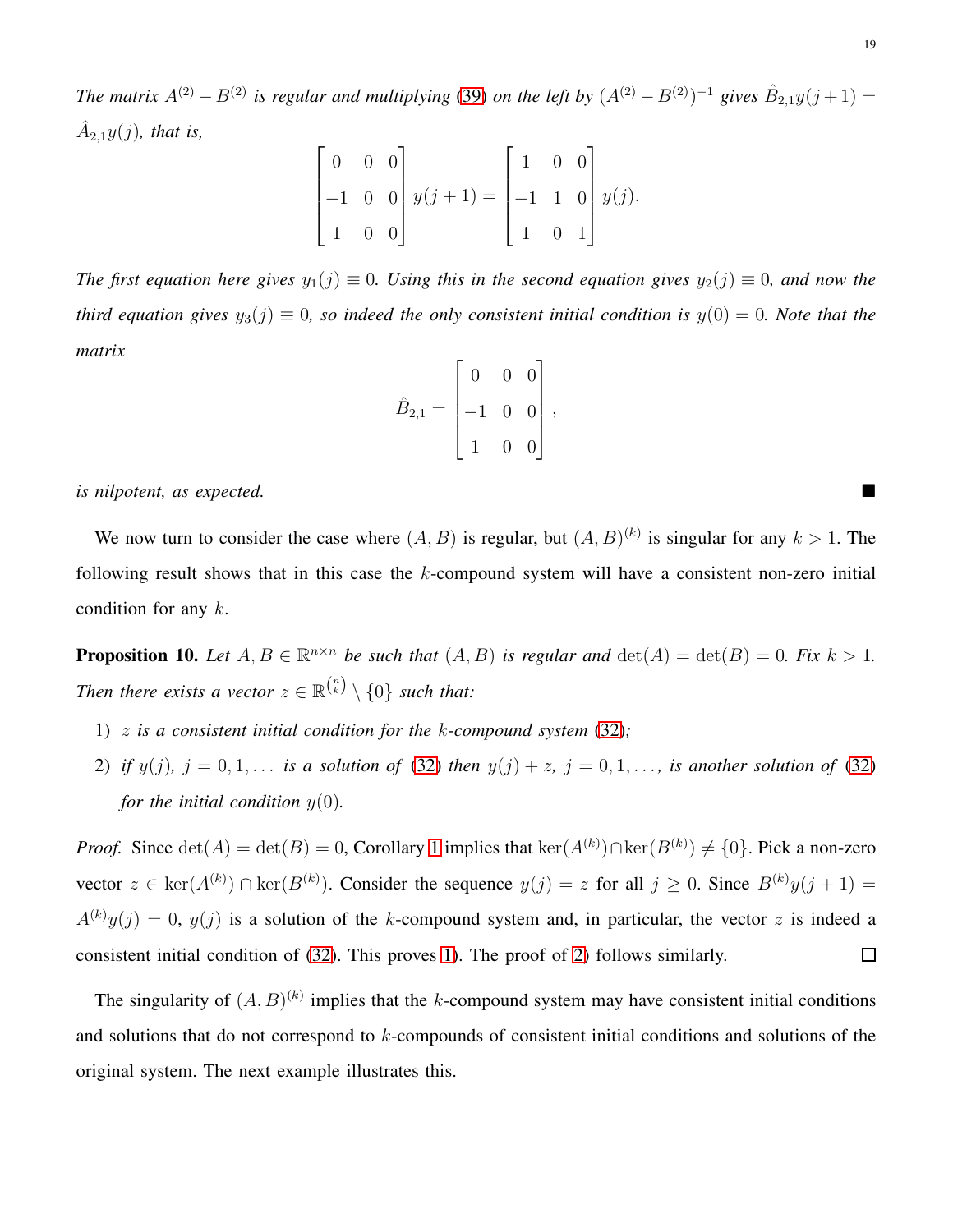*The matrix $A^{(2)} - B^{(2)}$ is regular and multiplying (39) on the left by $(A^{(2)} - B^{(2)})^{-1}$ gives $\hat{B}_{2,1} y(j+1) = \hat{A}_{2,1} y(j)$, that is,*

$$\begin{bmatrix} 0 & 0 & 0 \\ -1 & 0 & 0 \\ 1 & 0 & 0 \end{bmatrix} y(j+1) = \begin{bmatrix} 1 & 0 & 0 \\ -1 & 1 & 0 \\ 1 & 0 & 1 \end{bmatrix} y(j).$$

*The first equation here gives $y_1(j) \equiv 0$. Using this in the second equation gives $y_2(j) \equiv 0$, and now the third equation gives $y_3(j) \equiv 0$, so indeed the only consistent initial condition is $y(0) = 0$. Note that the matrix*

$$\hat{B}_{2,1} = \begin{bmatrix} 0 & 0 & 0 \\ -1 & 0 & 0 \\ 1 & 0 & 0 \end{bmatrix},$$

*is nilpotent, as expected.* ■

We now turn to consider the case where $(A, B)$ is regular, but $(A, B)^{(k)}$ is singular for any $k > 1$. The following result shows that in this case the $k$-compound system will have a consistent non-zero initial condition for any $k$.

**Proposition 10.** *Let $A, B \in \mathbb{R}^{n \times n}$ be such that $(A, B)$ is regular and $\det(A) = \det(B) = 0$. Fix $k > 1$. Then there exists a vector $z \in \mathbb{R}^{\binom{n}{k}} \setminus \{0\}$ such that:*

1) *$z$ is a consistent initial condition for the $k$-compound system (32);*
2) *if $y(j)$, $j = 0, 1, \dots$ is a solution of (32) then $y(j) + z$, $j = 0, 1, \dots$, is another solution of (32) for the initial condition $y(0)$.*

*Proof.* Since $\det(A) = \det(B) = 0$, Corollary 1 implies that $\ker(A^{(k)}) \cap \ker(B^{(k)}) \neq \{0\}$. Pick a non-zero vector $z \in \ker(A^{(k)}) \cap \ker(B^{(k)})$. Consider the sequence $y(j) = z$ for all $j \geq 0$. Since $B^{(k)} y(j+1) = A^{(k)} y(j) = 0$, $y(j)$ is a solution of the $k$-compound system and, in particular, the vector $z$ is indeed a consistent initial condition of (32). This proves 1). The proof of 2) follows similarly. □

The singularity of $(A, B)^{(k)}$ implies that the $k$-compound system may have consistent initial conditions and solutions that do not correspond to $k$-compounds of consistent initial conditions and solutions of the original system. The next example illustrates this.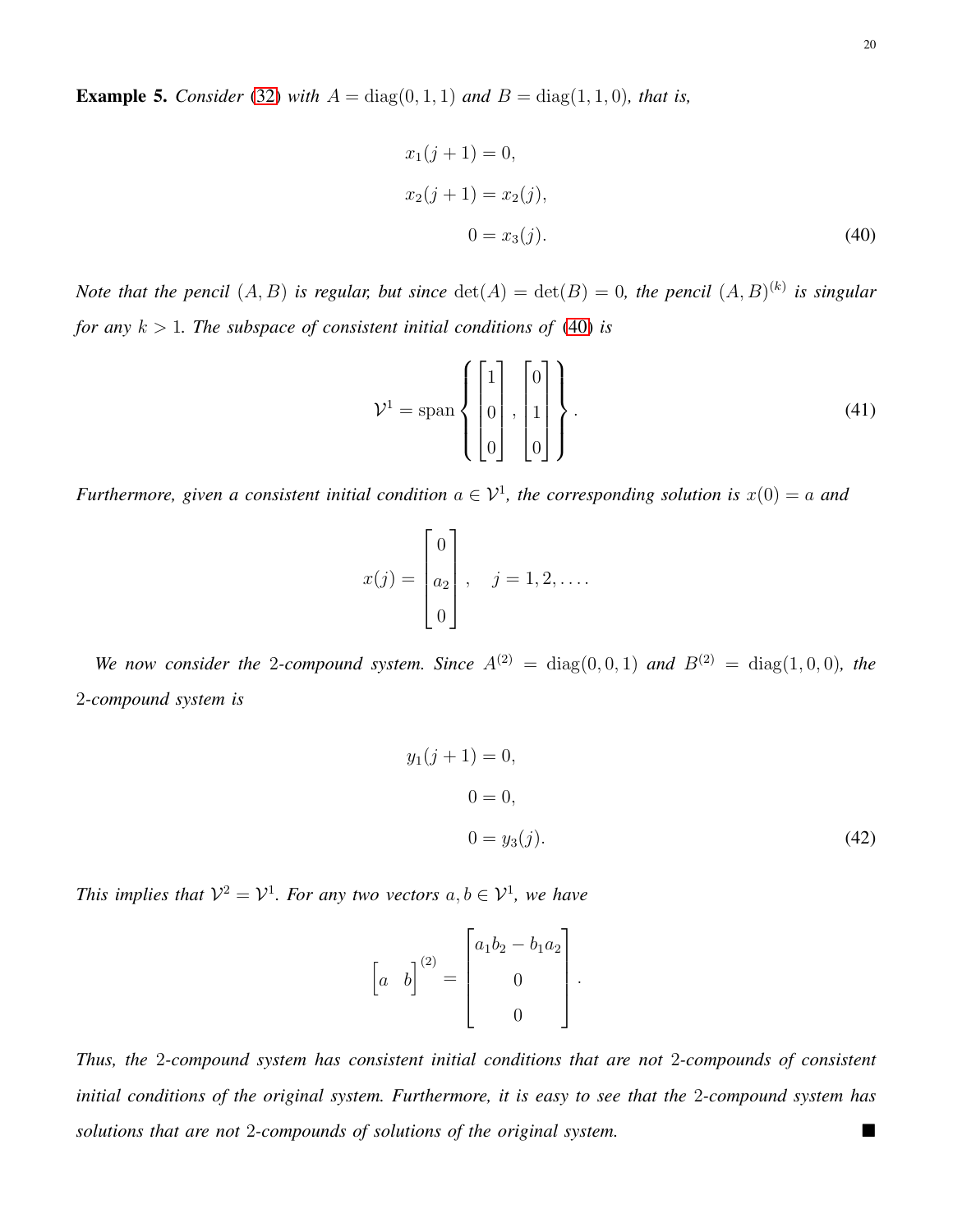**Example 5.** *Consider (32) with $A = \operatorname{diag}(0, 1, 1)$ and $B = \operatorname{diag}(1, 1, 0)$, that is,*

$$
\begin{aligned}
x_1(j+1) &= 0, \\
x_2(j+1) &= x_2(j), \\
0 &= x_3(j).
\end{aligned}
\tag{40}
$$

*Note that the pencil $(A, B)$ is regular, but since $\det(A) = \det(B) = 0$, the pencil $(A, B)^{(k)}$ is singular for any $k > 1$. The subspace of consistent initial conditions of (40) is*

$$
\mathcal{V}^1 = \operatorname{span}\left\{ \begin{bmatrix} 1 \\ 0 \\ 0 \end{bmatrix}, \begin{bmatrix} 0 \\ 1 \\ 0 \end{bmatrix} \right\}.
\tag{41}
$$

*Furthermore, given a consistent initial condition $a \in \mathcal{V}^1$, the corresponding solution is $x(0) = a$ and*

$$
x(j) = \begin{bmatrix} 0 \\ a_2 \\ 0 \end{bmatrix}, \quad j = 1, 2, \ldots.
$$

*We now consider the 2-compound system. Since $A^{(2)} = \operatorname{diag}(0, 0, 1)$ and $B^{(2)} = \operatorname{diag}(1, 0, 0)$, the 2-compound system is*

$$
\begin{aligned}
y_1(j+1) &= 0, \\
0 &= 0, \\
0 &= y_3(j).
\end{aligned}
\tag{42}
$$

*This implies that $\mathcal{V}^2 = \mathcal{V}^1$. For any two vectors $a, b \in \mathcal{V}^1$, we have*

$$
\begin{bmatrix} a & b \end{bmatrix}^{(2)} = \begin{bmatrix} a_1 b_2 - b_1 a_2 \\ 0 \\ 0 \end{bmatrix}.
$$

*Thus, the 2-compound system has consistent initial conditions that are not 2-compounds of consistent initial conditions of the original system. Furthermore, it is easy to see that the 2-compound system has solutions that are not 2-compounds of solutions of the original system.* ■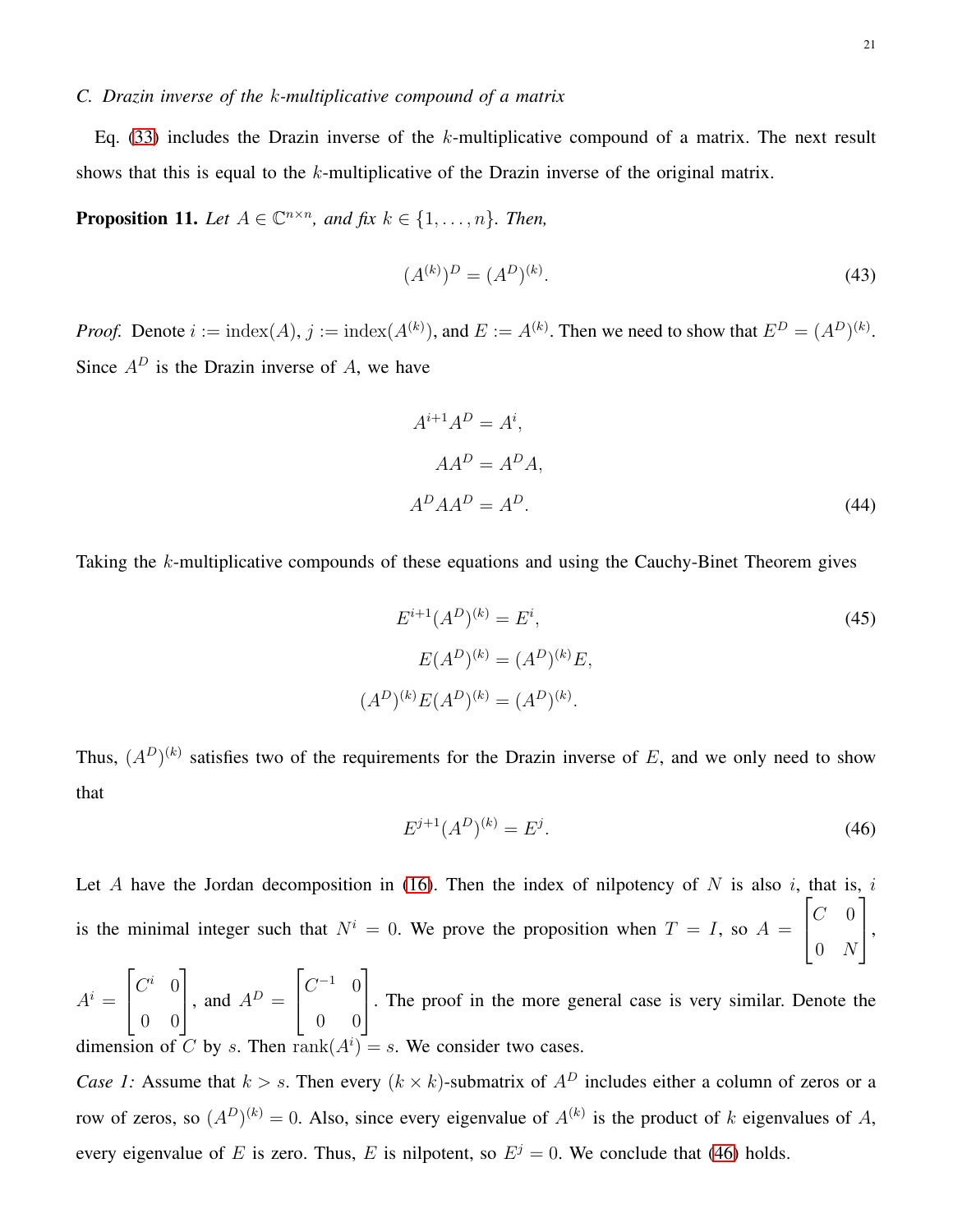### C. Drazin inverse of the $k$-multiplicative compound of a matrix

Eq. (33) includes the Drazin inverse of the $k$-multiplicative compound of a matrix. The next result shows that this is equal to the $k$-multiplicative of the Drazin inverse of the original matrix.

**Proposition 11.** *Let $A \in \mathbb{C}^{n\times n}$, and fix $k \in \{1,\dots,n\}$. Then,*

$$(A^{(k)})^D = (A^D)^{(k)}. \tag{43}$$

*Proof.* Denote $i := \text{index}(A)$, $j := \text{index}(A^{(k)})$, and $E := A^{(k)}$. Then we need to show that $E^D = (A^D)^{(k)}$. Since $A^D$ is the Drazin inverse of $A$, we have

$$\begin{aligned} A^{i+1}A^D &= A^i,\\ AA^D &= A^DA,\\ A^DAA^D &= A^D. \end{aligned} \tag{44}$$

Taking the $k$-multiplicative compounds of these equations and using the Cauchy-Binet Theorem gives

$$\begin{aligned} E^{i+1}(A^D)^{(k)} &= E^i, \qquad (45)\\ E(A^D)^{(k)} &= (A^D)^{(k)}E,\\ (A^D)^{(k)}E(A^D)^{(k)} &= (A^D)^{(k)}. \end{aligned}$$

Thus, $(A^D)^{(k)}$ satisfies two of the requirements for the Drazin inverse of $E$, and we only need to show that

$$E^{j+1}(A^D)^{(k)} = E^j. \tag{46}$$

Let $A$ have the Jordan decomposition in (16). Then the index of nilpotency of $N$ is also $i$, that is, $i$ is the minimal integer such that $N^i = 0$. We prove the proposition when $T = I$, so $A = \begin{bmatrix} C & 0\\ 0 & N\end{bmatrix}$, $A^i = \begin{bmatrix} C^i & 0\\ 0 & 0\end{bmatrix}$, and $A^D = \begin{bmatrix} C^{-1} & 0\\ 0 & 0\end{bmatrix}$. The proof in the more general case is very similar. Denote the dimension of $C$ by $s$. Then $\text{rank}(A^i) = s$. We consider two cases.

*Case 1:* Assume that $k > s$. Then every $(k \times k)$-submatrix of $A^D$ includes either a column of zeros or a row of zeros, so $(A^D)^{(k)} = 0$. Also, since every eigenvalue of $A^{(k)}$ is the product of $k$ eigenvalues of $A$, every eigenvalue of $E$ is zero. Thus, $E$ is nilpotent, so $E^j = 0$. We conclude that (46) holds.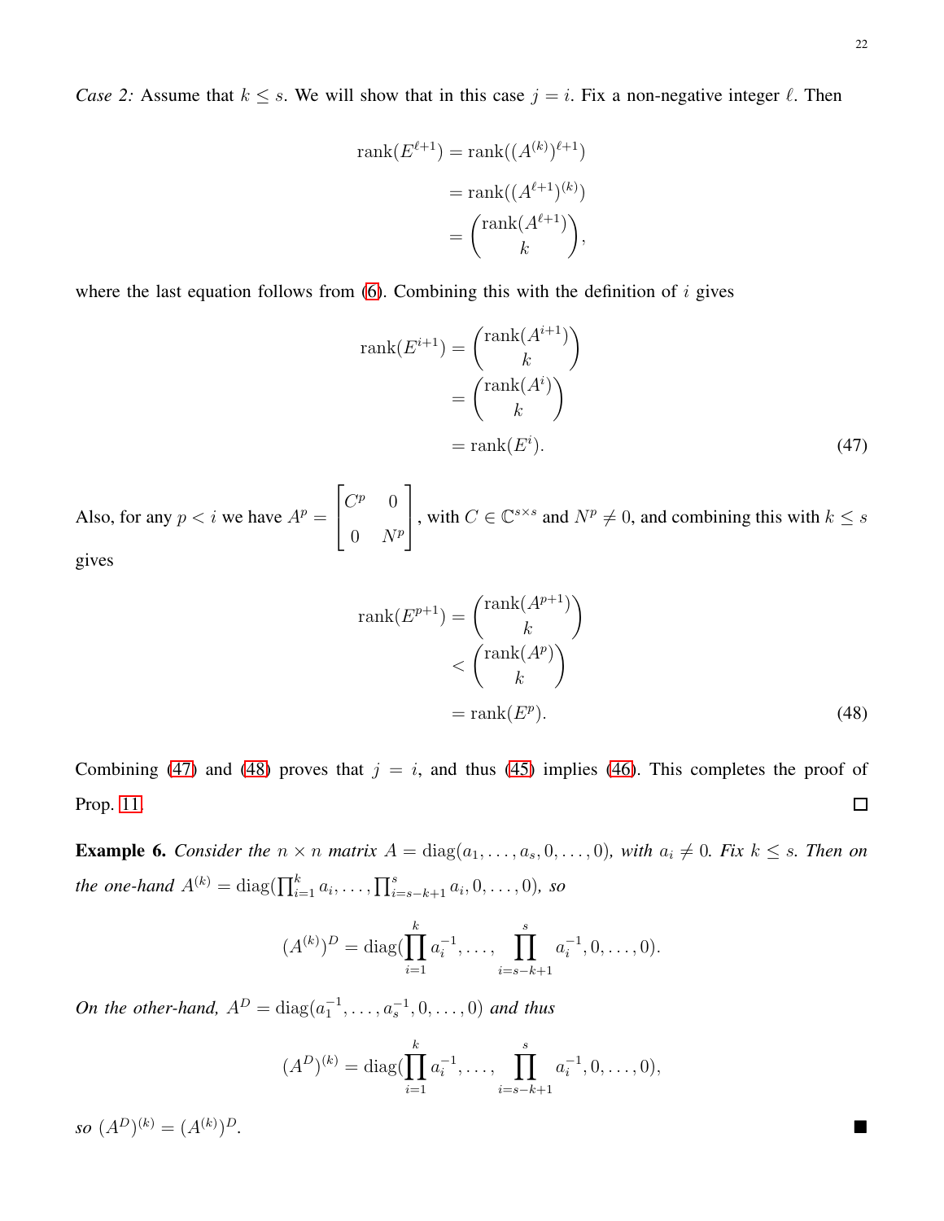*Case 2:* Assume that $k \leq s$. We will show that in this case $j = i$. Fix a non-negative integer $\ell$. Then

$$
\begin{aligned}
\text{rank}(E^{\ell+1}) &= \text{rank}((A^{(k)})^{\ell+1}) \\
&= \text{rank}((A^{\ell+1})^{(k)}) \\
&= \binom{\text{rank}(A^{\ell+1})}{k},
\end{aligned}
$$

where the last equation follows from (6). Combining this with the definition of $i$ gives

$$
\begin{aligned}
\text{rank}(E^{i+1}) &= \binom{\text{rank}(A^{i+1})}{k} \\
&= \binom{\text{rank}(A^{i})}{k} \\
&= \text{rank}(E^{i}). \qquad (47)
\end{aligned}
$$

Also, for any $p < i$ we have $A^p = \begin{bmatrix} C^p & 0 \\ 0 & N^p \end{bmatrix}$, with $C \in \mathbb{C}^{s \times s}$ and $N^p \neq 0$, and combining this with $k \leq s$ gives

$$
\begin{aligned}
\text{rank}(E^{p+1}) &= \binom{\text{rank}(A^{p+1})}{k} \\
&< \binom{\text{rank}(A^{p})}{k} \\
&= \text{rank}(E^{p}). \qquad (48)
\end{aligned}
$$

Combining (47) and (48) proves that $j = i$, and thus (45) implies (46). This completes the proof of Prop. 11. □

**Example 6.** *Consider the* $n \times n$ *matrix* $A = \text{diag}(a_1, \ldots, a_s, 0, \ldots, 0)$*, with* $a_i \neq 0$*. Fix* $k \leq s$*. Then on the one-hand* $A^{(k)} = \text{diag}(\prod_{i=1}^{k} a_i, \ldots, \prod_{i=s-k+1}^{s} a_i, 0, \ldots, 0)$*, so*

$$
(A^{(k)})^D = \text{diag}(\prod_{i=1}^{k} a_i^{-1}, \ldots, \prod_{i=s-k+1}^{s} a_i^{-1}, 0, \ldots, 0).
$$

*On the other-hand,* $A^D = \text{diag}(a_1^{-1}, \ldots, a_s^{-1}, 0, \ldots, 0)$ *and thus*

$$
(A^D)^{(k)} = \text{diag}(\prod_{i=1}^{k} a_i^{-1}, \ldots, \prod_{i=s-k+1}^{s} a_i^{-1}, 0, \ldots, 0),
$$

*so* $(A^D)^{(k)} = (A^{(k)})^D$. ■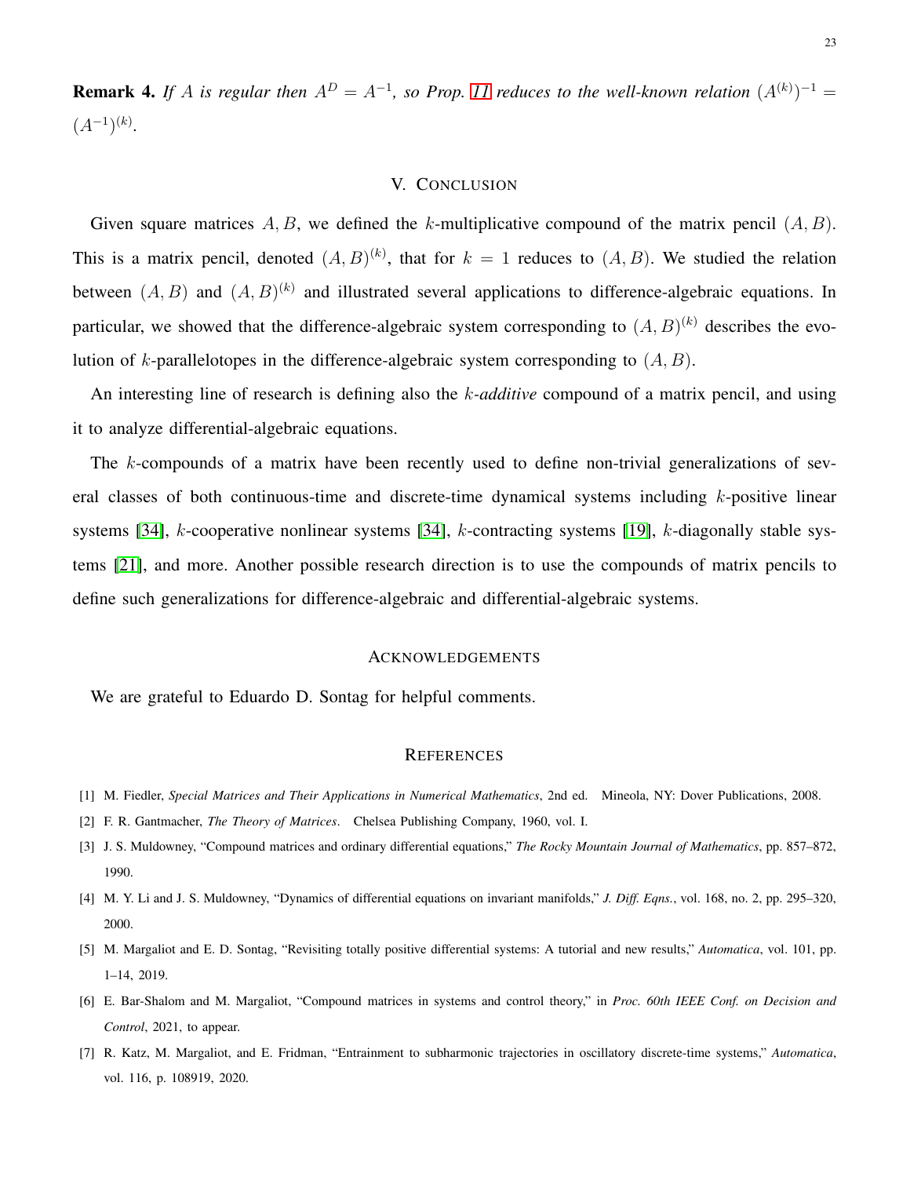**Remark 4.** *If $A$ is regular then $A^D = A^{-1}$, so Prop. 11 reduces to the well-known relation $(A^{(k)})^{-1} = (A^{-1})^{(k)}$.*

## V. Conclusion

Given square matrices $A, B$, we defined the $k$-multiplicative compound of the matrix pencil $(A, B)$. This is a matrix pencil, denoted $(A, B)^{(k)}$, that for $k = 1$ reduces to $(A, B)$. We studied the relation between $(A, B)$ and $(A, B)^{(k)}$ and illustrated several applications to difference-algebraic equations. In particular, we showed that the difference-algebraic system corresponding to $(A, B)^{(k)}$ describes the evolution of $k$-parallelotopes in the difference-algebraic system corresponding to $(A, B)$.

An interesting line of research is defining also the $k$-*additive* compound of a matrix pencil, and using it to analyze differential-algebraic equations.

The $k$-compounds of a matrix have been recently used to define non-trivial generalizations of several classes of both continuous-time and discrete-time dynamical systems including $k$-positive linear systems [34], $k$-cooperative nonlinear systems [34], $k$-contracting systems [19], $k$-diagonally stable systems [21], and more. Another possible research direction is to use the compounds of matrix pencils to define such generalizations for difference-algebraic and differential-algebraic systems.

## Acknowledgements

We are grateful to Eduardo D. Sontag for helpful comments.

## References

[1] M. Fiedler, *Special Matrices and Their Applications in Numerical Mathematics*, 2nd ed. Mineola, NY: Dover Publications, 2008.

[2] F. R. Gantmacher, *The Theory of Matrices*. Chelsea Publishing Company, 1960, vol. I.

[3] J. S. Muldowney, "Compound matrices and ordinary differential equations," *The Rocky Mountain Journal of Mathematics*, pp. 857–872, 1990.

[4] M. Y. Li and J. S. Muldowney, "Dynamics of differential equations on invariant manifolds," *J. Diff. Eqns.*, vol. 168, no. 2, pp. 295–320, 2000.

[5] M. Margaliot and E. D. Sontag, "Revisiting totally positive differential systems: A tutorial and new results," *Automatica*, vol. 101, pp. 1–14, 2019.

[6] E. Bar-Shalom and M. Margaliot, "Compound matrices in systems and control theory," in *Proc. 60th IEEE Conf. on Decision and Control*, 2021, to appear.

[7] R. Katz, M. Margaliot, and E. Fridman, "Entrainment to subharmonic trajectories in oscillatory discrete-time systems," *Automatica*, vol. 116, p. 108919, 2020.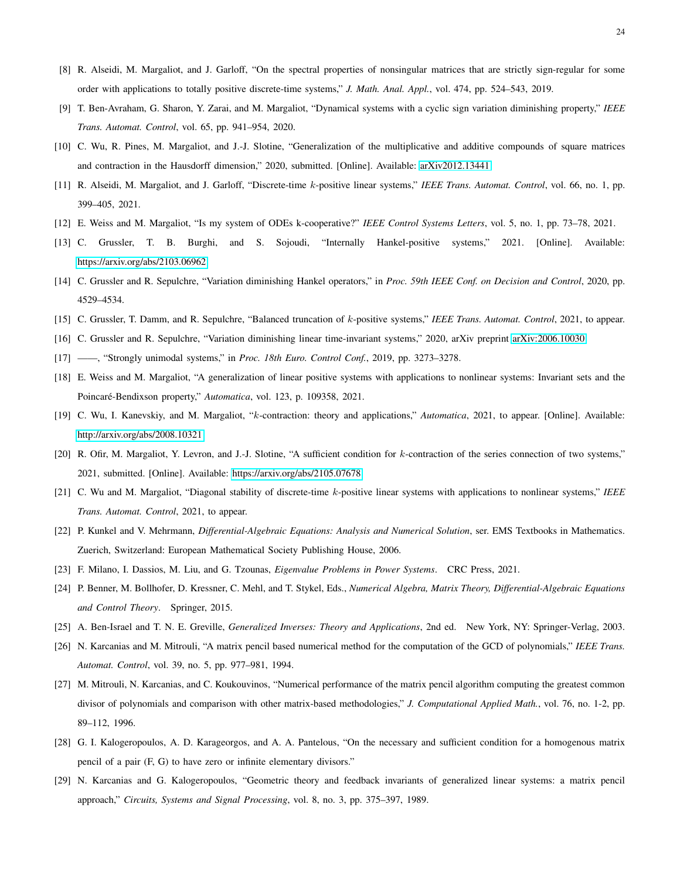[8] R. Alseidi, M. Margaliot, and J. Garloff, "On the spectral properties of nonsingular matrices that are strictly sign-regular for some order with applications to totally positive discrete-time systems," *J. Math. Anal. Appl.*, vol. 474, pp. 524–543, 2019.

[9] T. Ben-Avraham, G. Sharon, Y. Zarai, and M. Margaliot, "Dynamical systems with a cyclic sign variation diminishing property," *IEEE Trans. Automat. Control*, vol. 65, pp. 941–954, 2020.

[10] C. Wu, R. Pines, M. Margaliot, and J.-J. Slotine, "Generalization of the multiplicative and additive compounds of square matrices and contraction in the Hausdorff dimension," 2020, submitted. [Online]. Available: arXiv2012.13441

[11] R. Alseidi, M. Margaliot, and J. Garloff, "Discrete-time $k$-positive linear systems," *IEEE Trans. Automat. Control*, vol. 66, no. 1, pp. 399–405, 2021.

[12] E. Weiss and M. Margaliot, "Is my system of ODEs k-cooperative?" *IEEE Control Systems Letters*, vol. 5, no. 1, pp. 73–78, 2021.

[13] C. Grussler, T. B. Burghi, and S. Sojoudi, "Internally Hankel-positive systems," 2021. [Online]. Available: https://arxiv.org/abs/2103.06962

[14] C. Grussler and R. Sepulchre, "Variation diminishing Hankel operators," in *Proc. 59th IEEE Conf. on Decision and Control*, 2020, pp. 4529–4534.

[15] C. Grussler, T. Damm, and R. Sepulchre, "Balanced truncation of $k$-positive systems," *IEEE Trans. Automat. Control*, 2021, to appear.

[16] C. Grussler and R. Sepulchre, "Variation diminishing linear time-invariant systems," 2020, arXiv preprint arXiv:2006.10030

[17] ——, "Strongly unimodal systems," in *Proc. 18th Euro. Control Conf.*, 2019, pp. 3273–3278.

[18] E. Weiss and M. Margaliot, "A generalization of linear positive systems with applications to nonlinear systems: Invariant sets and the Poincaré-Bendixson property," *Automatica*, vol. 123, p. 109358, 2021.

[19] C. Wu, I. Kanevskiy, and M. Margaliot, "$k$-contraction: theory and applications," *Automatica*, 2021, to appear. [Online]. Available: http://arxiv.org/abs/2008.10321

[20] R. Ofir, M. Margaliot, Y. Levron, and J.-J. Slotine, "A sufficient condition for $k$-contraction of the series connection of two systems," 2021, submitted. [Online]. Available: https://arxiv.org/abs/2105.07678

[21] C. Wu and M. Margaliot, "Diagonal stability of discrete-time $k$-positive linear systems with applications to nonlinear systems," *IEEE Trans. Automat. Control*, 2021, to appear.

[22] P. Kunkel and V. Mehrmann, *Differential-Algebraic Equations: Analysis and Numerical Solution*, ser. EMS Textbooks in Mathematics. Zuerich, Switzerland: European Mathematical Society Publishing House, 2006.

[23] F. Milano, I. Dassios, M. Liu, and G. Tzounas, *Eigenvalue Problems in Power Systems*. CRC Press, 2021.

[24] P. Benner, M. Bollhofer, D. Kressner, C. Mehl, and T. Stykel, Eds., *Numerical Algebra, Matrix Theory, Differential-Algebraic Equations and Control Theory*. Springer, 2015.

[25] A. Ben-Israel and T. N. E. Greville, *Generalized Inverses: Theory and Applications*, 2nd ed. New York, NY: Springer-Verlag, 2003.

[26] N. Karcanias and M. Mitrouli, "A matrix pencil based numerical method for the computation of the GCD of polynomials," *IEEE Trans. Automat. Control*, vol. 39, no. 5, pp. 977–981, 1994.

[27] M. Mitrouli, N. Karcanias, and C. Koukouvinos, "Numerical performance of the matrix pencil algorithm computing the greatest common divisor of polynomials and comparison with other matrix-based methodologies," *J. Computational Applied Math.*, vol. 76, no. 1-2, pp. 89–112, 1996.

[28] G. I. Kalogeropoulos, A. D. Karageorgos, and A. A. Pantelous, "On the necessary and sufficient condition for a homogenous matrix pencil of a pair (F, G) to have zero or infinite elementary divisors."

[29] N. Karcanias and G. Kalogeropoulos, "Geometric theory and feedback invariants of generalized linear systems: a matrix pencil approach," *Circuits, Systems and Signal Processing*, vol. 8, no. 3, pp. 375–397, 1989.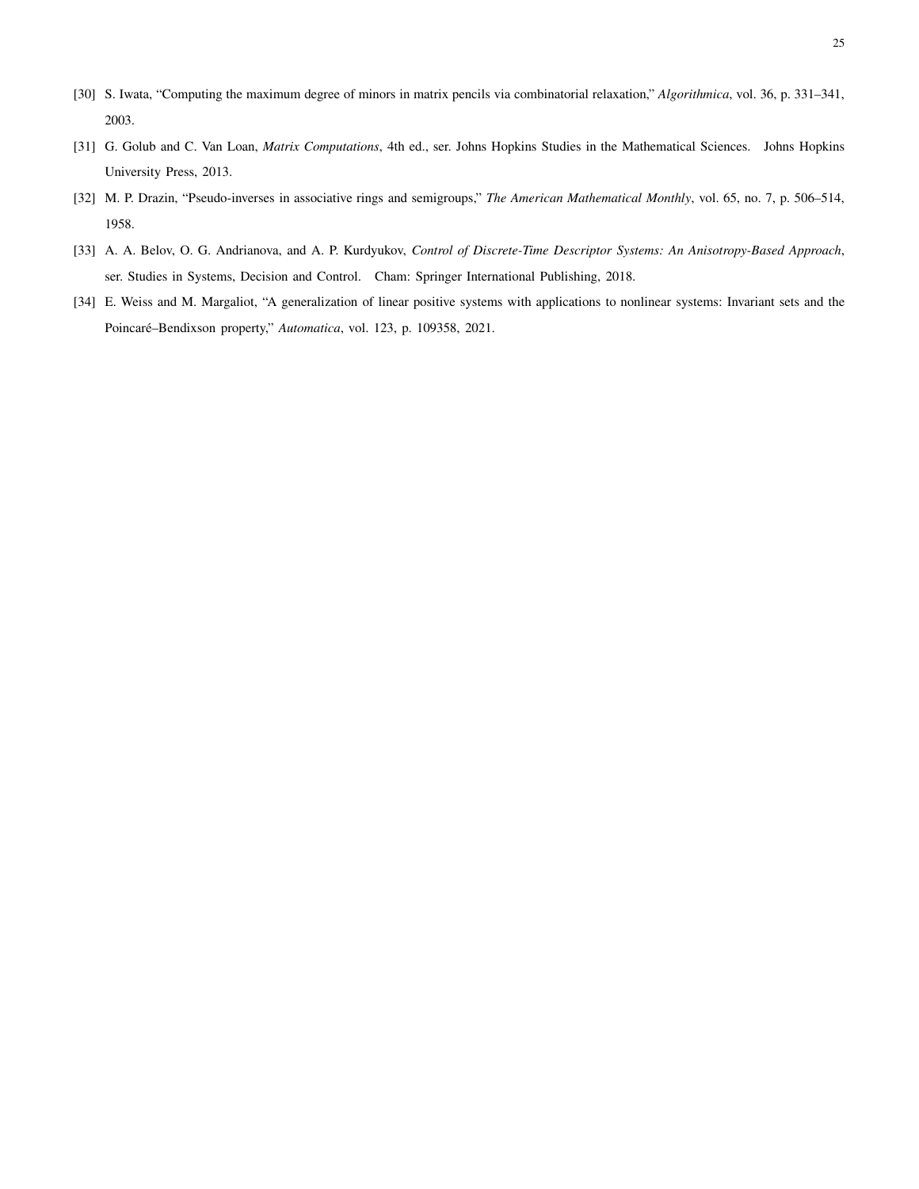[30] S. Iwata, "Computing the maximum degree of minors in matrix pencils via combinatorial relaxation," *Algorithmica*, vol. 36, p. 331–341, 2003.

[31] G. Golub and C. Van Loan, *Matrix Computations*, 4th ed., ser. Johns Hopkins Studies in the Mathematical Sciences. Johns Hopkins University Press, 2013.

[32] M. P. Drazin, "Pseudo-inverses in associative rings and semigroups," *The American Mathematical Monthly*, vol. 65, no. 7, p. 506–514, 1958.

[33] A. A. Belov, O. G. Andrianova, and A. P. Kurdyukov, *Control of Discrete-Time Descriptor Systems: An Anisotropy-Based Approach*, ser. Studies in Systems, Decision and Control. Cham: Springer International Publishing, 2018.

[34] E. Weiss and M. Margaliot, "A generalization of linear positive systems with applications to nonlinear systems: Invariant sets and the Poincaré–Bendixson property," *Automatica*, vol. 123, p. 109358, 2021.